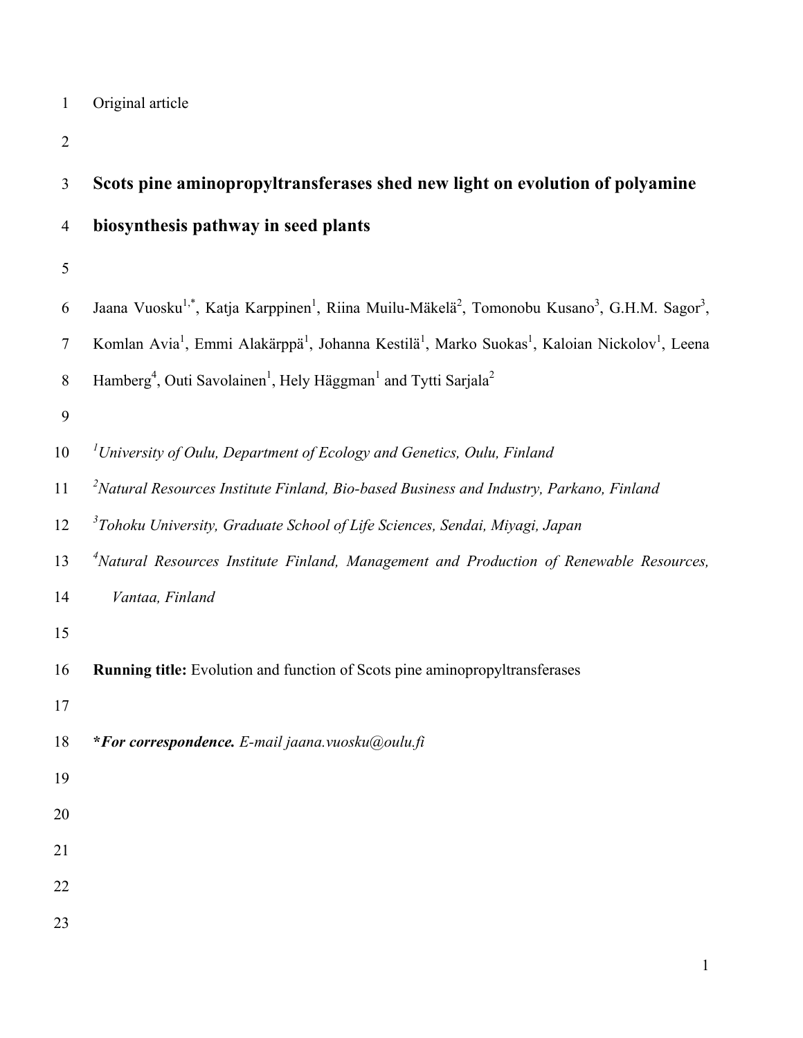Original article

# Scots pine aminopropyltransferases shed new light on evolution of polyamine biosynthesis pathway in seed plants

Jaana Vuosku[1,*], Katja Karppinen[1], Riina Muilu-Mäkelä[2], Tomonobu Kusano[3], G.H.M. Sagor[3], Komlan Avia[1], Emmi Alakärppä[1], Johanna Kestilä[1], Marko Suokas[1], Kaloian Nickolov[1], Leena Hamberg[4], Outi Savolainen[1], Hely Häggman[1] and Tytti Sarjala[2]

[1]*University of Oulu, Department of Ecology and Genetics, Oulu, Finland*

[2]*Natural Resources Institute Finland, Bio-based Business and Industry, Parkano, Finland*

[3]*Tohoku University, Graduate School of Life Sciences, Sendai, Miyagi, Japan*

[4]*Natural Resources Institute Finland, Management and Production of Renewable Resources, Vantaa, Finland*

**Running title:** Evolution and function of Scots pine aminopropyltransferases

***For correspondence.** *E-mail jaana.vuosku@oulu.fi*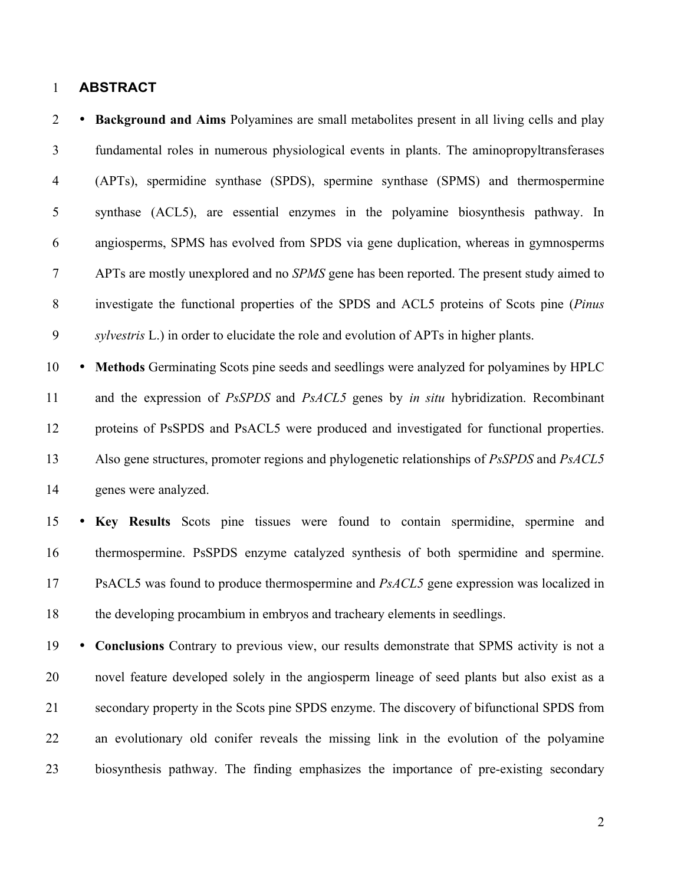# ABSTRACT

- **Background and Aims** Polyamines are small metabolites present in all living cells and play fundamental roles in numerous physiological events in plants. The aminopropyltransferases (APTs), spermidine synthase (SPDS), spermine synthase (SPMS) and thermospermine synthase (ACL5), are essential enzymes in the polyamine biosynthesis pathway. In angiosperms, SPMS has evolved from SPDS via gene duplication, whereas in gymnosperms APTs are mostly unexplored and no *SPMS* gene has been reported. The present study aimed to investigate the functional properties of the SPDS and ACL5 proteins of Scots pine (*Pinus sylvestris* L.) in order to elucidate the role and evolution of APTs in higher plants.
- **Methods** Germinating Scots pine seeds and seedlings were analyzed for polyamines by HPLC and the expression of *PsSPDS* and *PsACL5* genes by *in situ* hybridization. Recombinant proteins of PsSPDS and PsACL5 were produced and investigated for functional properties. Also gene structures, promoter regions and phylogenetic relationships of *PsSPDS* and *PsACL5* genes were analyzed.
- **Key Results** Scots pine tissues were found to contain spermidine, spermine and thermospermine. PsSPDS enzyme catalyzed synthesis of both spermidine and spermine. PsACL5 was found to produce thermospermine and *PsACL5* gene expression was localized in the developing procambium in embryos and tracheary elements in seedlings.
- **Conclusions** Contrary to previous view, our results demonstrate that SPMS activity is not a novel feature developed solely in the angiosperm lineage of seed plants but also exist as a secondary property in the Scots pine SPDS enzyme. The discovery of bifunctional SPDS from an evolutionary old conifer reveals the missing link in the evolution of the polyamine biosynthesis pathway. The finding emphasizes the importance of pre-existing secondary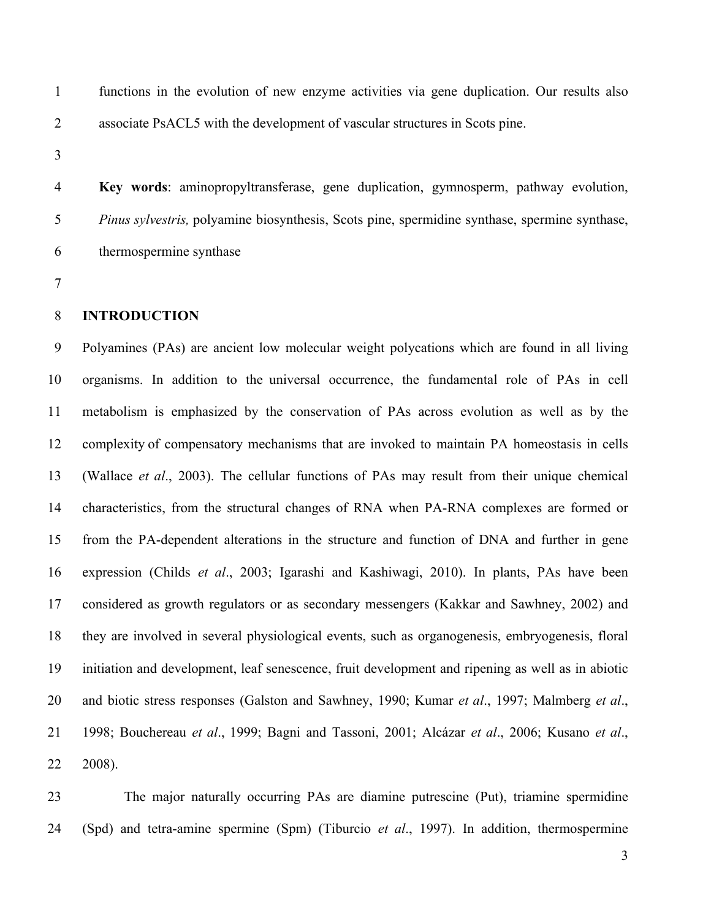functions in the evolution of new enzyme activities via gene duplication. Our results also associate PsACL5 with the development of vascular structures in Scots pine.

**Key words**: aminopropyltransferase, gene duplication, gymnosperm, pathway evolution, *Pinus sylvestris,* polyamine biosynthesis, Scots pine, spermidine synthase, spermine synthase, thermospermine synthase

## INTRODUCTION

Polyamines (PAs) are ancient low molecular weight polycations which are found in all living organisms. In addition to the universal occurrence, the fundamental role of PAs in cell metabolism is emphasized by the conservation of PAs across evolution as well as by the complexity of compensatory mechanisms that are invoked to maintain PA homeostasis in cells (Wallace *et al*., 2003). The cellular functions of PAs may result from their unique chemical characteristics, from the structural changes of RNA when PA-RNA complexes are formed or from the PA-dependent alterations in the structure and function of DNA and further in gene expression (Childs *et al*., 2003; Igarashi and Kashiwagi, 2010). In plants, PAs have been considered as growth regulators or as secondary messengers (Kakkar and Sawhney, 2002) and they are involved in several physiological events, such as organogenesis, embryogenesis, floral initiation and development, leaf senescence, fruit development and ripening as well as in abiotic and biotic stress responses (Galston and Sawhney, 1990; Kumar *et al*., 1997; Malmberg *et al*., 1998; Bouchereau *et al*., 1999; Bagni and Tassoni, 2001; Alcázar *et al*., 2006; Kusano *et al*., 2008).

The major naturally occurring PAs are diamine putrescine (Put), triamine spermidine (Spd) and tetra-amine spermine (Spm) (Tiburcio *et al*., 1997). In addition, thermospermine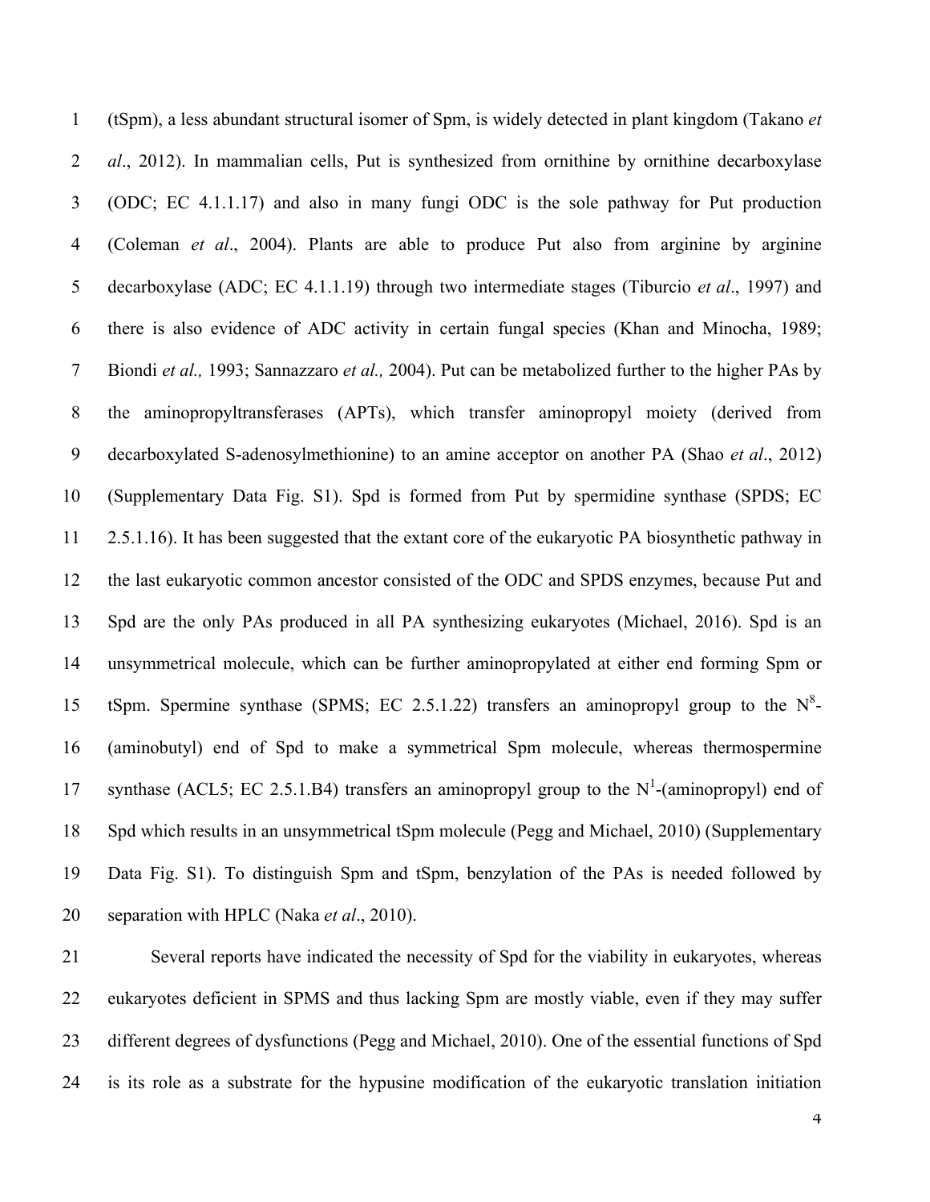(tSpm), a less abundant structural isomer of Spm, is widely detected in plant kingdom (Takano *et al*., 2012). In mammalian cells, Put is synthesized from ornithine by ornithine decarboxylase (ODC; EC 4.1.1.17) and also in many fungi ODC is the sole pathway for Put production (Coleman *et al*., 2004). Plants are able to produce Put also from arginine by arginine decarboxylase (ADC; EC 4.1.1.19) through two intermediate stages (Tiburcio *et al*., 1997) and there is also evidence of ADC activity in certain fungal species (Khan and Minocha, 1989; Biondi *et al.,* 1993; Sannazzaro *et al.,* 2004). Put can be metabolized further to the higher PAs by the aminopropyltransferases (APTs), which transfer aminopropyl moiety (derived from decarboxylated S-adenosylmethionine) to an amine acceptor on another PA (Shao *et al*., 2012) (Supplementary Data Fig. S1). Spd is formed from Put by spermidine synthase (SPDS; EC 2.5.1.16). It has been suggested that the extant core of the eukaryotic PA biosynthetic pathway in the last eukaryotic common ancestor consisted of the ODC and SPDS enzymes, because Put and Spd are the only PAs produced in all PA synthesizing eukaryotes (Michael, 2016). Spd is an unsymmetrical molecule, which can be further aminopropylated at either end forming Spm or tSpm. Spermine synthase (SPMS; EC 2.5.1.22) transfers an aminopropyl group to the $N^8$-(aminobutyl) end of Spd to make a symmetrical Spm molecule, whereas thermospermine synthase (ACL5; EC 2.5.1.B4) transfers an aminopropyl group to the $N^1$-(aminopropyl) end of Spd which results in an unsymmetrical tSpm molecule (Pegg and Michael, 2010) (Supplementary Data Fig. S1). To distinguish Spm and tSpm, benzylation of the PAs is needed followed by separation with HPLC (Naka *et al*., 2010).

Several reports have indicated the necessity of Spd for the viability in eukaryotes, whereas eukaryotes deficient in SPMS and thus lacking Spm are mostly viable, even if they may suffer different degrees of dysfunctions (Pegg and Michael, 2010). One of the essential functions of Spd is its role as a substrate for the hypusine modification of the eukaryotic translation initiation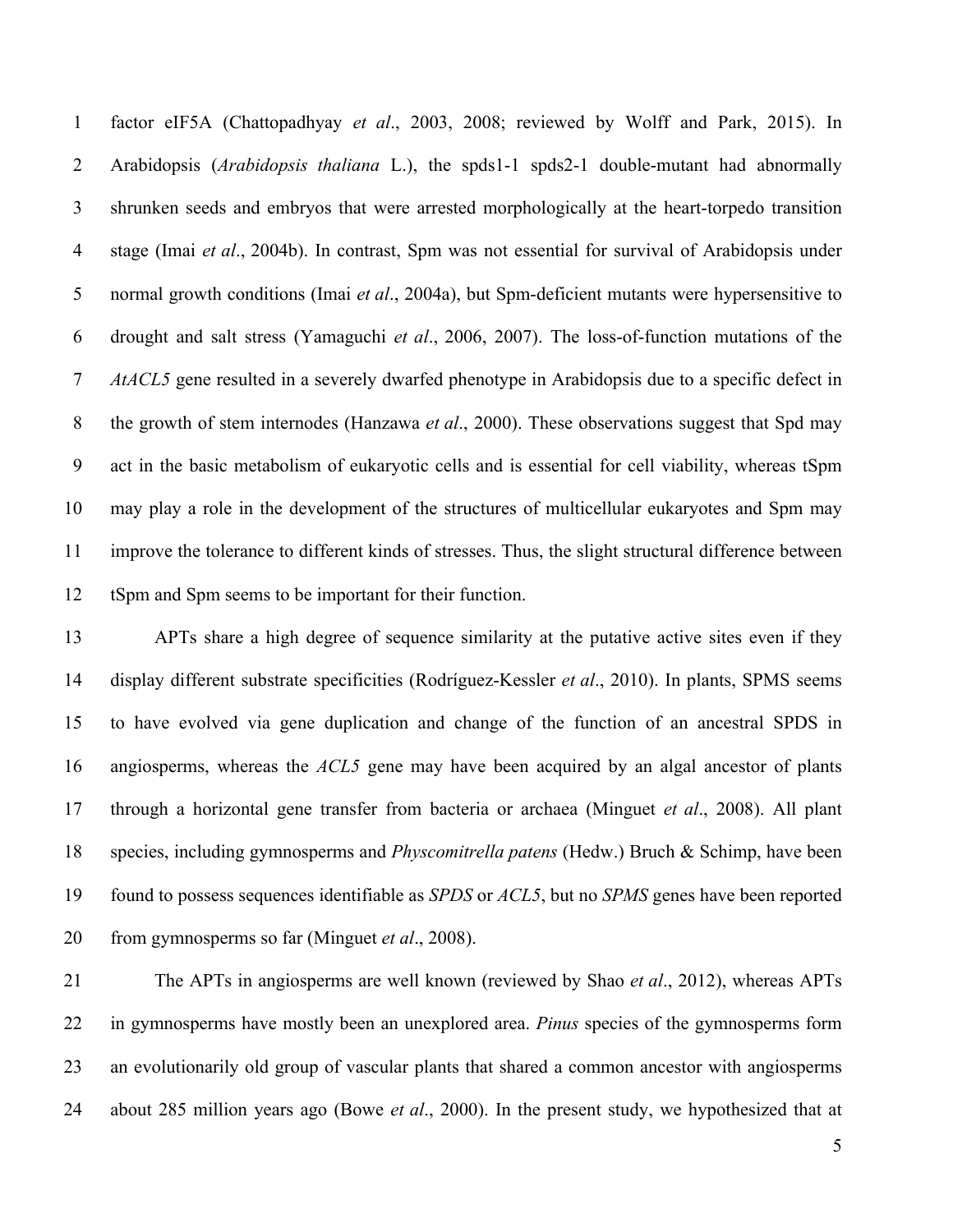factor eIF5A (Chattopadhyay *et al*., 2003, 2008; reviewed by Wolff and Park, 2015). In Arabidopsis (*Arabidopsis thaliana* L.), the spds1-1 spds2-1 double-mutant had abnormally shrunken seeds and embryos that were arrested morphologically at the heart-torpedo transition stage (Imai *et al*., 2004b). In contrast, Spm was not essential for survival of Arabidopsis under normal growth conditions (Imai *et al*., 2004a), but Spm-deficient mutants were hypersensitive to drought and salt stress (Yamaguchi *et al*., 2006, 2007). The loss-of-function mutations of the *AtACL5* gene resulted in a severely dwarfed phenotype in Arabidopsis due to a specific defect in the growth of stem internodes (Hanzawa *et al*., 2000). These observations suggest that Spd may act in the basic metabolism of eukaryotic cells and is essential for cell viability, whereas tSpm may play a role in the development of the structures of multicellular eukaryotes and Spm may improve the tolerance to different kinds of stresses. Thus, the slight structural difference between tSpm and Spm seems to be important for their function.

APTs share a high degree of sequence similarity at the putative active sites even if they display different substrate specificities (Rodríguez-Kessler *et al*., 2010). In plants, SPMS seems to have evolved via gene duplication and change of the function of an ancestral SPDS in angiosperms, whereas the *ACL5* gene may have been acquired by an algal ancestor of plants through a horizontal gene transfer from bacteria or archaea (Minguet *et al*., 2008). All plant species, including gymnosperms and *Physcomitrella patens* (Hedw.) Bruch & Schimp, have been found to possess sequences identifiable as *SPDS* or *ACL5*, but no *SPMS* genes have been reported from gymnosperms so far (Minguet *et al*., 2008).

The APTs in angiosperms are well known (reviewed by Shao *et al*., 2012), whereas APTs in gymnosperms have mostly been an unexplored area. *Pinus* species of the gymnosperms form an evolutionarily old group of vascular plants that shared a common ancestor with angiosperms about 285 million years ago (Bowe *et al*., 2000). In the present study, we hypothesized that at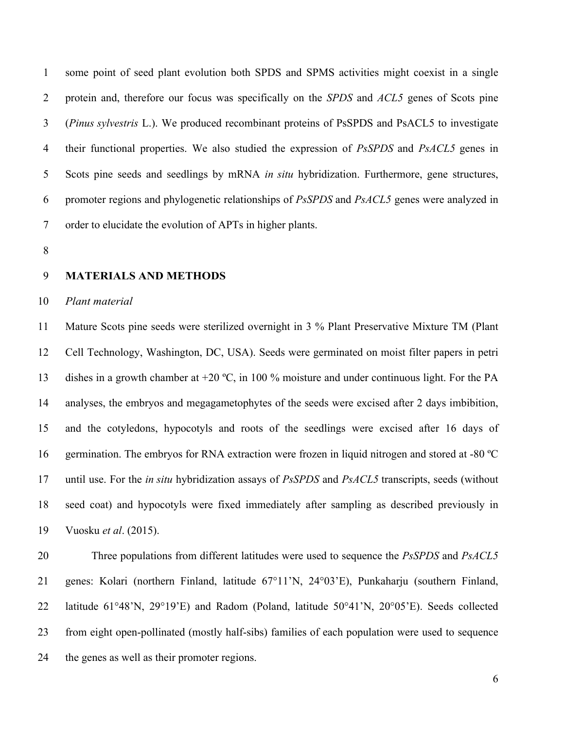some point of seed plant evolution both SPDS and SPMS activities might coexist in a single protein and, therefore our focus was specifically on the *SPDS* and *ACL5* genes of Scots pine (*Pinus sylvestris* L.). We produced recombinant proteins of PsSPDS and PsACL5 to investigate their functional properties. We also studied the expression of *PsSPDS* and *PsACL5* genes in Scots pine seeds and seedlings by mRNA *in situ* hybridization. Furthermore, gene structures, promoter regions and phylogenetic relationships of *PsSPDS* and *PsACL5* genes were analyzed in order to elucidate the evolution of APTs in higher plants.

## MATERIALS AND METHODS

### *Plant material*

Mature Scots pine seeds were sterilized overnight in 3 % Plant Preservative Mixture TM (Plant Cell Technology, Washington, DC, USA). Seeds were germinated on moist filter papers in petri dishes in a growth chamber at +20 ºC, in 100 % moisture and under continuous light. For the PA analyses, the embryos and megagametophytes of the seeds were excised after 2 days imbibition, and the cotyledons, hypocotyls and roots of the seedlings were excised after 16 days of germination. The embryos for RNA extraction were frozen in liquid nitrogen and stored at -80 ºC until use. For the *in situ* hybridization assays of *PsSPDS* and *PsACL5* transcripts, seeds (without seed coat) and hypocotyls were fixed immediately after sampling as described previously in Vuosku *et al*. (2015).

Three populations from different latitudes were used to sequence the *PsSPDS* and *PsACL5* genes: Kolari (northern Finland, latitude 67°11'N, 24°03'E), Punkaharju (southern Finland, latitude 61°48'N, 29°19'E) and Radom (Poland, latitude 50°41'N, 20°05'E). Seeds collected from eight open-pollinated (mostly half-sibs) families of each population were used to sequence the genes as well as their promoter regions.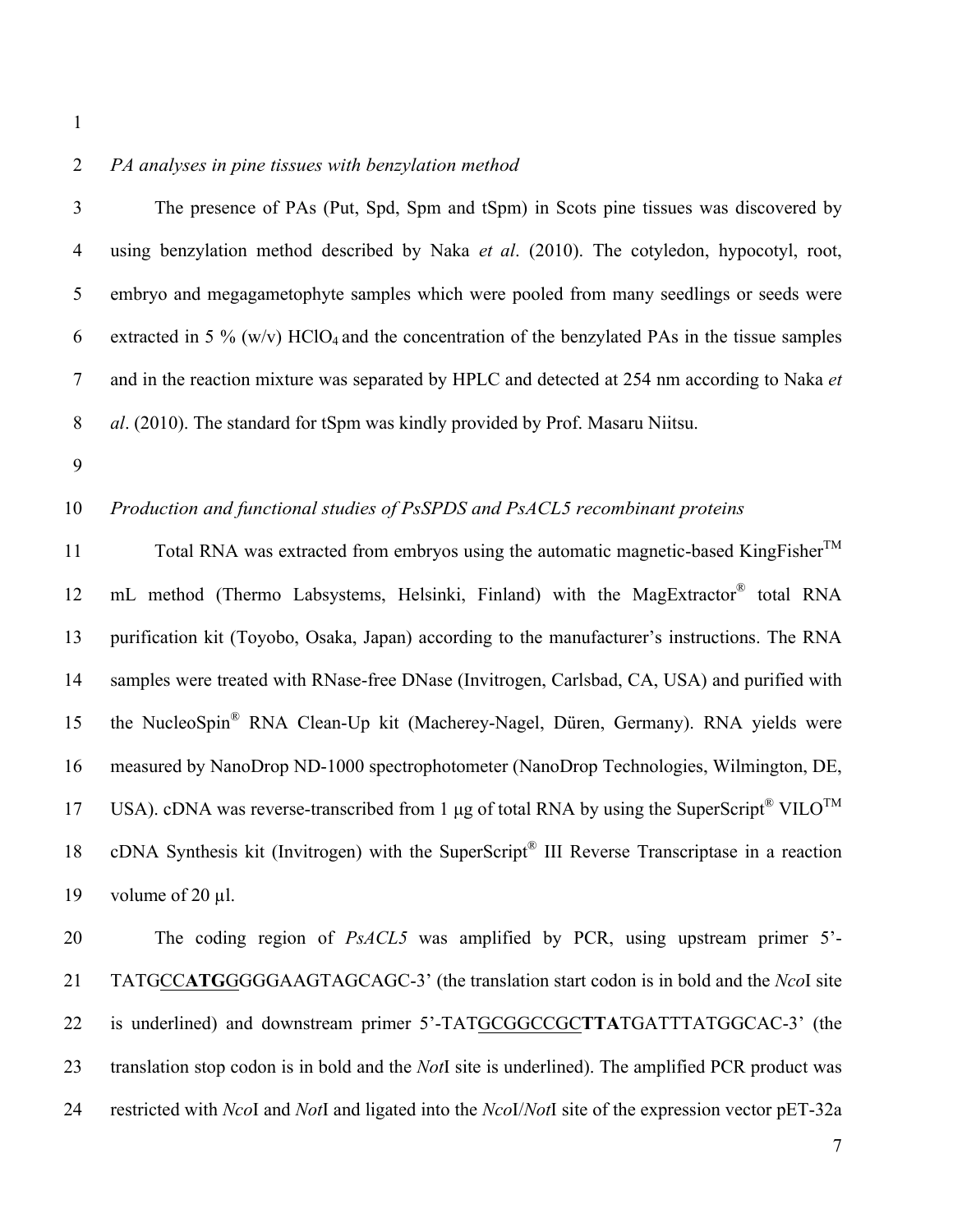*PA analyses in pine tissues with benzylation method*

The presence of PAs (Put, Spd, Spm and tSpm) in Scots pine tissues was discovered by using benzylation method described by Naka *et al*. (2010). The cotyledon, hypocotyl, root, embryo and megagametophyte samples which were pooled from many seedlings or seeds were extracted in 5 % (w/v) $HClO_4$ and the concentration of the benzylated PAs in the tissue samples and in the reaction mixture was separated by HPLC and detected at 254 nm according to Naka *et al*. (2010). The standard for tSpm was kindly provided by Prof. Masaru Niitsu.

*Production and functional studies of PsSPDS and PsACL5 recombinant proteins*

Total RNA was extracted from embryos using the automatic magnetic-based KingFisher™ mL method (Thermo Labsystems, Helsinki, Finland) with the MagExtractor® total RNA purification kit (Toyobo, Osaka, Japan) according to the manufacturer's instructions. The RNA samples were treated with RNase-free DNase (Invitrogen, Carlsbad, CA, USA) and purified with the NucleoSpin® RNA Clean-Up kit (Macherey-Nagel, Düren, Germany). RNA yields were measured by NanoDrop ND-1000 spectrophotometer (NanoDrop Technologies, Wilmington, DE, USA). cDNA was reverse-transcribed from 1 µg of total RNA by using the SuperScript® VILO™ cDNA Synthesis kit (Invitrogen) with the SuperScript® III Reverse Transcriptase in a reaction volume of 20 µl.

The coding region of *PsACL5* was amplified by PCR, using upstream primer 5'-TATGCC**ATG**GGGGAAGTAGCAGC-3' (the translation start codon is in bold and the *Nco*I site is underlined) and downstream primer 5'-TATGCGGCCGC**TTA**TGATTTATGGCAC-3' (the translation stop codon is in bold and the *Not*I site is underlined). The amplified PCR product was restricted with *Nco*I and *Not*I and ligated into the *Nco*I/*Not*I site of the expression vector pET-32a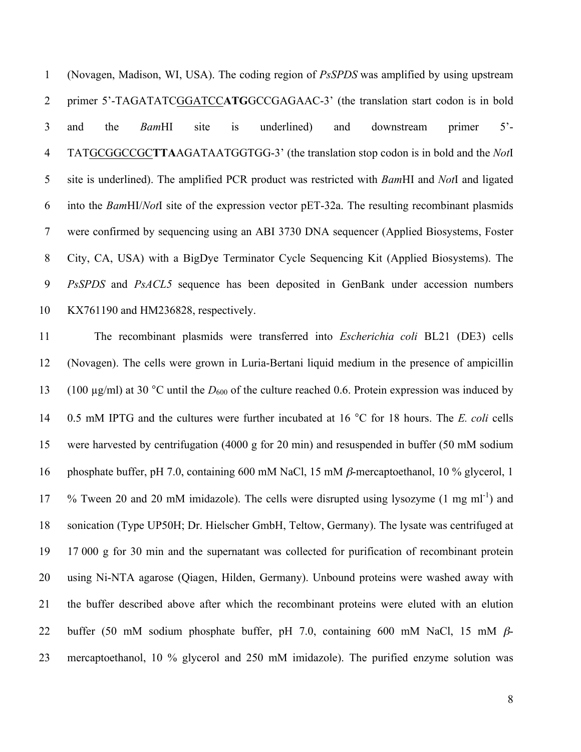(Novagen, Madison, WI, USA). The coding region of *PsSPDS* was amplified by using upstream primer 5'-TAGATATC<u>GGATCC</u>**ATG**GCCGAGAAC-3' (the translation start codon is in bold and the *Bam*HI site is underlined) and downstream primer 5'-TAT<u>GCGGCCGC</u>**TTA**AGATAATGGTGG-3' (the translation stop codon is in bold and the *Not*I site is underlined). The amplified PCR product was restricted with *Bam*HI and *Not*I and ligated into the *Bam*HI/*Not*I site of the expression vector pET-32a. The resulting recombinant plasmids were confirmed by sequencing using an ABI 3730 DNA sequencer (Applied Biosystems, Foster City, CA, USA) with a BigDye Terminator Cycle Sequencing Kit (Applied Biosystems). The *PsSPDS* and *PsACL5* sequence has been deposited in GenBank under accession numbers KX761190 and HM236828, respectively.

The recombinant plasmids were transferred into *Escherichia coli* BL21 (DE3) cells (Novagen). The cells were grown in Luria-Bertani liquid medium in the presence of ampicillin (100 µg/ml) at 30 °C until the $D_{600}$ of the culture reached 0.6. Protein expression was induced by 0.5 mM IPTG and the cultures were further incubated at 16 °C for 18 hours. The *E. coli* cells were harvested by centrifugation (4000 g for 20 min) and resuspended in buffer (50 mM sodium phosphate buffer, pH 7.0, containing 600 mM NaCl, 15 mM $\beta$-mercaptoethanol, 10 % glycerol, 1 % Tween 20 and 20 mM imidazole). The cells were disrupted using lysozyme (1 mg ml$^{-1}$) and sonication (Type UP50H; Dr. Hielscher GmbH, Teltow, Germany). The lysate was centrifuged at 17 000 g for 30 min and the supernatant was collected for purification of recombinant protein using Ni-NTA agarose (Qiagen, Hilden, Germany). Unbound proteins were washed away with the buffer described above after which the recombinant proteins were eluted with an elution buffer (50 mM sodium phosphate buffer, pH 7.0, containing 600 mM NaCl, 15 mM $\beta$-mercaptoethanol, 10 % glycerol and 250 mM imidazole). The purified enzyme solution was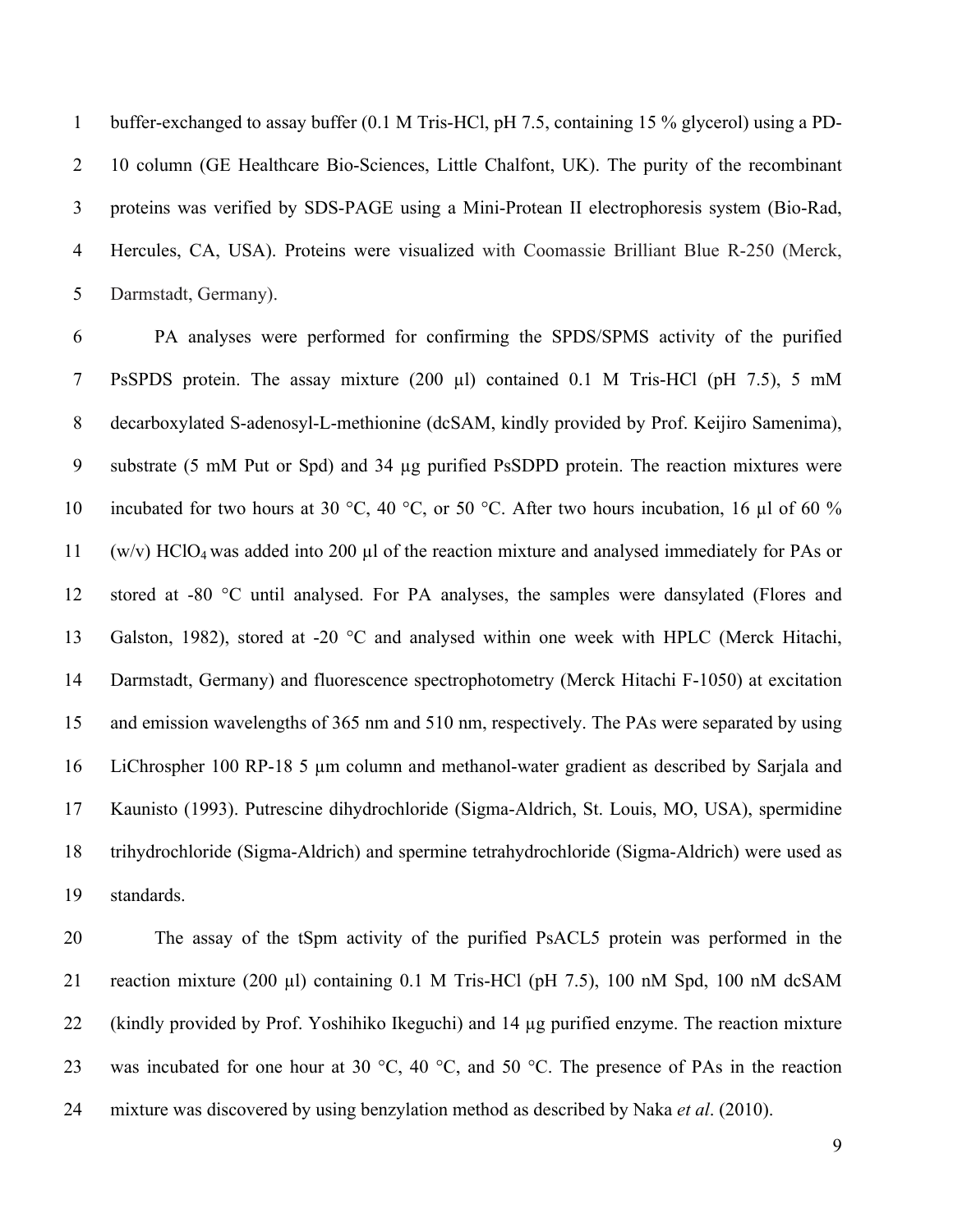buffer-exchanged to assay buffer (0.1 M Tris-HCl, pH 7.5, containing 15 % glycerol) using a PD-10 column (GE Healthcare Bio-Sciences, Little Chalfont, UK). The purity of the recombinant proteins was verified by SDS-PAGE using a Mini-Protean II electrophoresis system (Bio-Rad, Hercules, CA, USA). Proteins were visualized with Coomassie Brilliant Blue R-250 (Merck, Darmstadt, Germany).

PA analyses were performed for confirming the SPDS/SPMS activity of the purified PsSPDS protein. The assay mixture (200 µl) contained 0.1 M Tris-HCl (pH 7.5), 5 mM decarboxylated S-adenosyl-L-methionine (dcSAM, kindly provided by Prof. Keijiro Samenima), substrate (5 mM Put or Spd) and 34 µg purified PsSDPD protein. The reaction mixtures were incubated for two hours at 30 °C, 40 °C, or 50 °C. After two hours incubation, 16 µl of 60 % (w/v) $HClO_4$ was added into 200 µl of the reaction mixture and analysed immediately for PAs or stored at -80 °C until analysed. For PA analyses, the samples were dansylated (Flores and Galston, 1982), stored at -20 °C and analysed within one week with HPLC (Merck Hitachi, Darmstadt, Germany) and fluorescence spectrophotometry (Merck Hitachi F-1050) at excitation and emission wavelengths of 365 nm and 510 nm, respectively. The PAs were separated by using LiChrospher 100 RP-18 5 µm column and methanol-water gradient as described by Sarjala and Kaunisto (1993). Putrescine dihydrochloride (Sigma-Aldrich, St. Louis, MO, USA), spermidine trihydrochloride (Sigma-Aldrich) and spermine tetrahydrochloride (Sigma-Aldrich) were used as standards.

The assay of the tSpm activity of the purified PsACL5 protein was performed in the reaction mixture (200 µl) containing 0.1 M Tris-HCl (pH 7.5), 100 nM Spd, 100 nM dcSAM (kindly provided by Prof. Yoshihiko Ikeguchi) and 14 µg purified enzyme. The reaction mixture was incubated for one hour at 30 °C, 40 °C, and 50 °C. The presence of PAs in the reaction mixture was discovered by using benzylation method as described by Naka *et al*. (2010).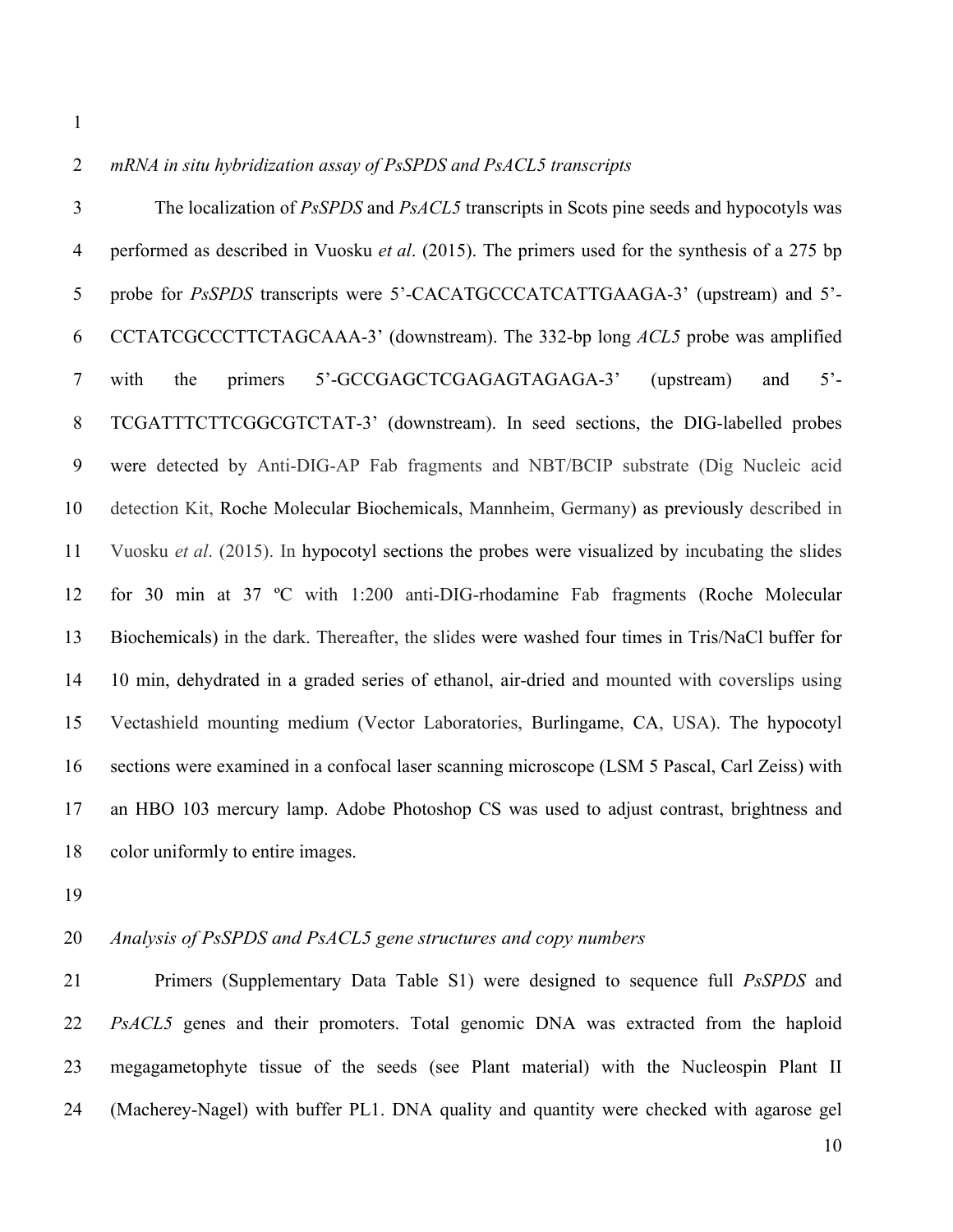*mRNA in situ hybridization assay of PsSPDS and PsACL5 transcripts*

The localization of *PsSPDS* and *PsACL5* transcripts in Scots pine seeds and hypocotyls was performed as described in Vuosku *et al*. (2015). The primers used for the synthesis of a 275 bp probe for *PsSPDS* transcripts were 5'-CACATGCCCATCATTGAAGA-3' (upstream) and 5'-CCTATCGCCCTTCTAGCAAA-3' (downstream). The 332-bp long *ACL5* probe was amplified with the primers 5'-GCCGAGCTCGAGAGTAGAGA-3' (upstream) and 5'-TCGATTTCTTCGGCGTCTAT-3' (downstream). In seed sections, the DIG-labelled probes were detected by Anti-DIG-AP Fab fragments and NBT/BCIP substrate (Dig Nucleic acid detection Kit, Roche Molecular Biochemicals, Mannheim, Germany) as previously described in Vuosku *et al*. (2015). In hypocotyl sections the probes were visualized by incubating the slides for 30 min at 37 ºC with 1:200 anti-DIG-rhodamine Fab fragments (Roche Molecular Biochemicals) in the dark. Thereafter, the slides were washed four times in Tris/NaCl buffer for 10 min, dehydrated in a graded series of ethanol, air-dried and mounted with coverslips using Vectashield mounting medium (Vector Laboratories, Burlingame, CA, USA). The hypocotyl sections were examined in a confocal laser scanning microscope (LSM 5 Pascal, Carl Zeiss) with an HBO 103 mercury lamp. Adobe Photoshop CS was used to adjust contrast, brightness and color uniformly to entire images.

*Analysis of PsSPDS and PsACL5 gene structures and copy numbers*

Primers (Supplementary Data Table S1) were designed to sequence full *PsSPDS* and *PsACL5* genes and their promoters. Total genomic DNA was extracted from the haploid megagametophyte tissue of the seeds (see Plant material) with the Nucleospin Plant II (Macherey-Nagel) with buffer PL1. DNA quality and quantity were checked with agarose gel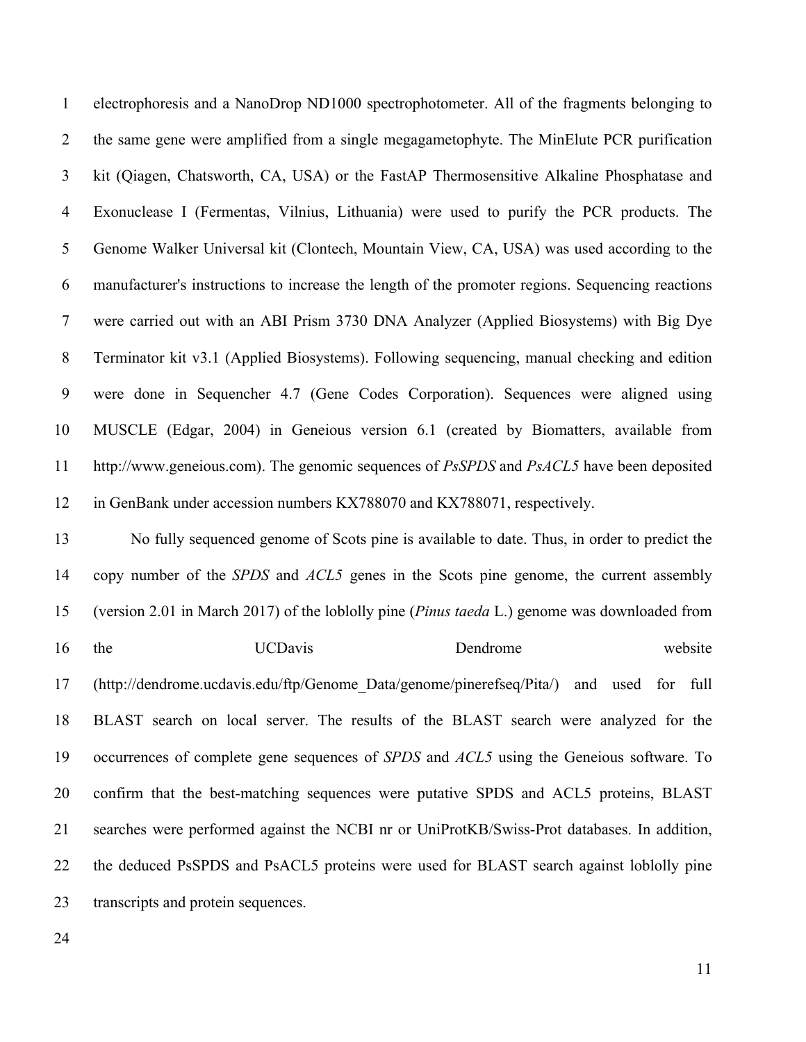electrophoresis and a NanoDrop ND1000 spectrophotometer. All of the fragments belonging to the same gene were amplified from a single megagametophyte. The MinElute PCR purification kit (Qiagen, Chatsworth, CA, USA) or the FastAP Thermosensitive Alkaline Phosphatase and Exonuclease I (Fermentas, Vilnius, Lithuania) were used to purify the PCR products. The Genome Walker Universal kit (Clontech, Mountain View, CA, USA) was used according to the manufacturer's instructions to increase the length of the promoter regions. Sequencing reactions were carried out with an ABI Prism 3730 DNA Analyzer (Applied Biosystems) with Big Dye Terminator kit v3.1 (Applied Biosystems). Following sequencing, manual checking and edition were done in Sequencher 4.7 (Gene Codes Corporation). Sequences were aligned using MUSCLE (Edgar, 2004) in Geneious version 6.1 (created by Biomatters, available from http://www.geneious.com). The genomic sequences of *PsSPDS* and *PsACL5* have been deposited in GenBank under accession numbers KX788070 and KX788071, respectively.

No fully sequenced genome of Scots pine is available to date. Thus, in order to predict the copy number of the *SPDS* and *ACL5* genes in the Scots pine genome, the current assembly (version 2.01 in March 2017) of the loblolly pine (*Pinus taeda* L.) genome was downloaded from the UCDavis Dendrome website (http://dendrome.ucdavis.edu/ftp/Genome_Data/genome/pinerefseq/Pita/) and used for full BLAST search on local server. The results of the BLAST search were analyzed for the occurrences of complete gene sequences of *SPDS* and *ACL5* using the Geneious software. To confirm that the best-matching sequences were putative SPDS and ACL5 proteins, BLAST searches were performed against the NCBI nr or UniProtKB/Swiss-Prot databases. In addition, the deduced PsSPDS and PsACL5 proteins were used for BLAST search against loblolly pine transcripts and protein sequences.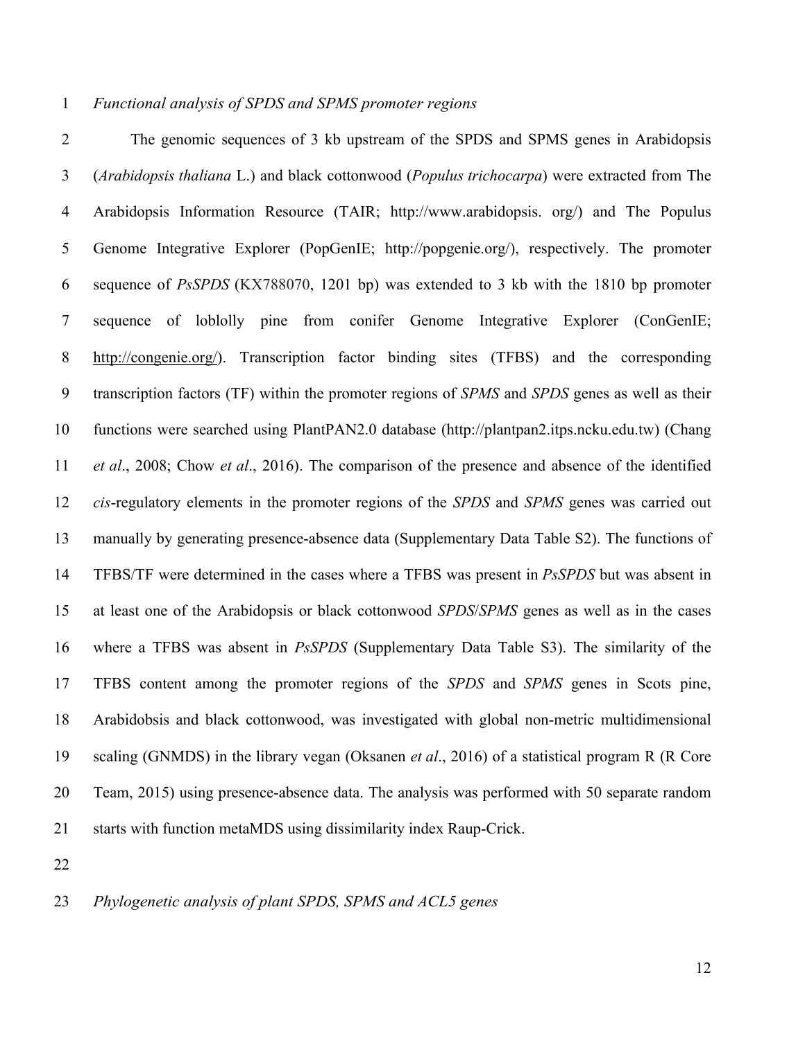*Functional analysis of SPDS and SPMS promoter regions*

The genomic sequences of 3 kb upstream of the SPDS and SPMS genes in Arabidopsis (*Arabidopsis thaliana* L.) and black cottonwood (*Populus trichocarpa*) were extracted from The Arabidopsis Information Resource (TAIR; http://www.arabidopsis. org/) and The Populus Genome Integrative Explorer (PopGenIE; http://popgenie.org/), respectively. The promoter sequence of *PsSPDS* (KX788070, 1201 bp) was extended to 3 kb with the 1810 bp promoter sequence of loblolly pine from conifer Genome Integrative Explorer (ConGenIE; http://congenie.org/). Transcription factor binding sites (TFBS) and the corresponding transcription factors (TF) within the promoter regions of *SPMS* and *SPDS* genes as well as their functions were searched using PlantPAN2.0 database (http://plantpan2.itps.ncku.edu.tw) (Chang *et al*., 2008; Chow *et al*., 2016). The comparison of the presence and absence of the identified *cis*-regulatory elements in the promoter regions of the *SPDS* and *SPMS* genes was carried out manually by generating presence-absence data (Supplementary Data Table S2). The functions of TFBS/TF were determined in the cases where a TFBS was present in *PsSPDS* but was absent in at least one of the Arabidopsis or black cottonwood *SPDS*/*SPMS* genes as well as in the cases where a TFBS was absent in *PsSPDS* (Supplementary Data Table S3). The similarity of the TFBS content among the promoter regions of the *SPDS* and *SPMS* genes in Scots pine, Arabidobsis and black cottonwood, was investigated with global non-metric multidimensional scaling (GNMDS) in the library vegan (Oksanen *et al*., 2016) of a statistical program R (R Core Team, 2015) using presence-absence data. The analysis was performed with 50 separate random starts with function metaMDS using dissimilarity index Raup-Crick.

*Phylogenetic analysis of plant SPDS, SPMS and ACL5 genes*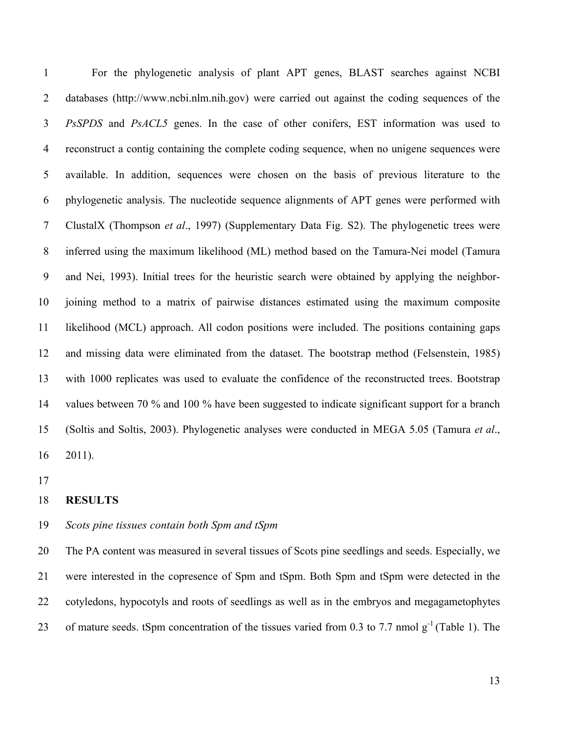For the phylogenetic analysis of plant APT genes, BLAST searches against NCBI databases (http://www.ncbi.nlm.nih.gov) were carried out against the coding sequences of the *PsSPDS* and *PsACL5* genes. In the case of other conifers, EST information was used to reconstruct a contig containing the complete coding sequence, when no unigene sequences were available. In addition, sequences were chosen on the basis of previous literature to the phylogenetic analysis. The nucleotide sequence alignments of APT genes were performed with ClustalX (Thompson *et al*., 1997) (Supplementary Data Fig. S2). The phylogenetic trees were inferred using the maximum likelihood (ML) method based on the Tamura-Nei model (Tamura and Nei, 1993). Initial trees for the heuristic search were obtained by applying the neighbor-joining method to a matrix of pairwise distances estimated using the maximum composite likelihood (MCL) approach. All codon positions were included. The positions containing gaps and missing data were eliminated from the dataset. The bootstrap method (Felsenstein, 1985) with 1000 replicates was used to evaluate the confidence of the reconstructed trees. Bootstrap values between 70 % and 100 % have been suggested to indicate significant support for a branch (Soltis and Soltis, 2003). Phylogenetic analyses were conducted in MEGA 5.05 (Tamura *et al*., 2011).

## RESULTS

### *Scots pine tissues contain both Spm and tSpm*

The PA content was measured in several tissues of Scots pine seedlings and seeds. Especially, we were interested in the copresence of Spm and tSpm. Both Spm and tSpm were detected in the cotyledons, hypocotyls and roots of seedlings as well as in the embryos and megagametophytes of mature seeds. tSpm concentration of the tissues varied from 0.3 to 7.7 nmol $g^{-1}$ (Table 1). The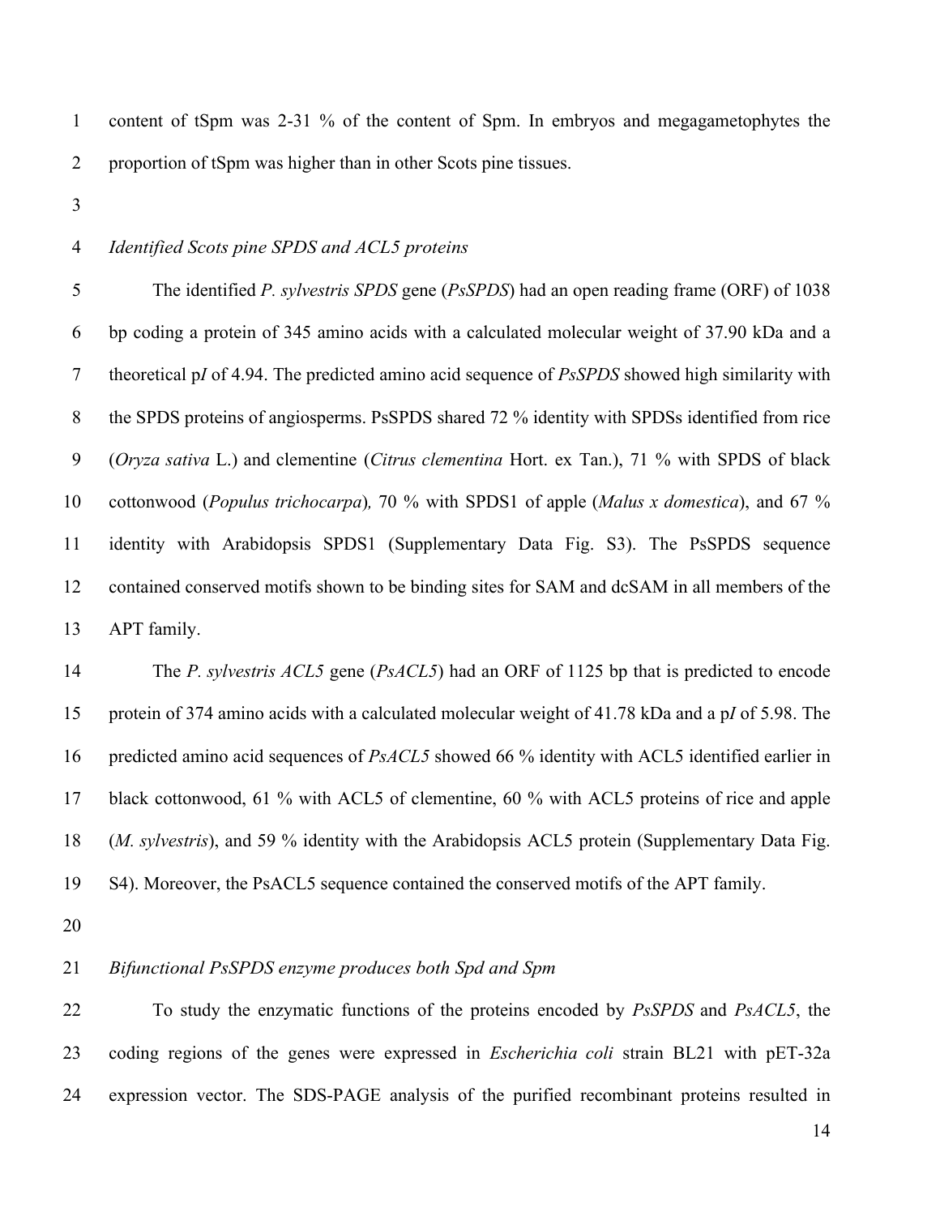content of tSpm was 2-31 % of the content of Spm. In embryos and megagametophytes the proportion of tSpm was higher than in other Scots pine tissues.

*Identified Scots pine SPDS and ACL5 proteins*

The identified *P. sylvestris SPDS* gene (*PsSPDS*) had an open reading frame (ORF) of 1038 bp coding a protein of 345 amino acids with a calculated molecular weight of 37.90 kDa and a theoretical p*I* of 4.94. The predicted amino acid sequence of *PsSPDS* showed high similarity with the SPDS proteins of angiosperms. PsSPDS shared 72 % identity with SPDSs identified from rice (*Oryza sativa* L.) and clementine (*Citrus clementina* Hort. ex Tan.), 71 % with SPDS of black cottonwood (*Populus trichocarpa*)*,* 70 % with SPDS1 of apple (*Malus x domestica*), and 67 % identity with Arabidopsis SPDS1 (Supplementary Data Fig. S3). The PsSPDS sequence contained conserved motifs shown to be binding sites for SAM and dcSAM in all members of the APT family.

The *P. sylvestris ACL5* gene (*PsACL5*) had an ORF of 1125 bp that is predicted to encode protein of 374 amino acids with a calculated molecular weight of 41.78 kDa and a p*I* of 5.98. The predicted amino acid sequences of *PsACL5* showed 66 % identity with ACL5 identified earlier in black cottonwood, 61 % with ACL5 of clementine, 60 % with ACL5 proteins of rice and apple (*M. sylvestris*), and 59 % identity with the Arabidopsis ACL5 protein (Supplementary Data Fig. S4). Moreover, the PsACL5 sequence contained the conserved motifs of the APT family.

*Bifunctional PsSPDS enzyme produces both Spd and Spm*

To study the enzymatic functions of the proteins encoded by *PsSPDS* and *PsACL5*, the coding regions of the genes were expressed in *Escherichia coli* strain BL21 with pET-32a expression vector. The SDS-PAGE analysis of the purified recombinant proteins resulted in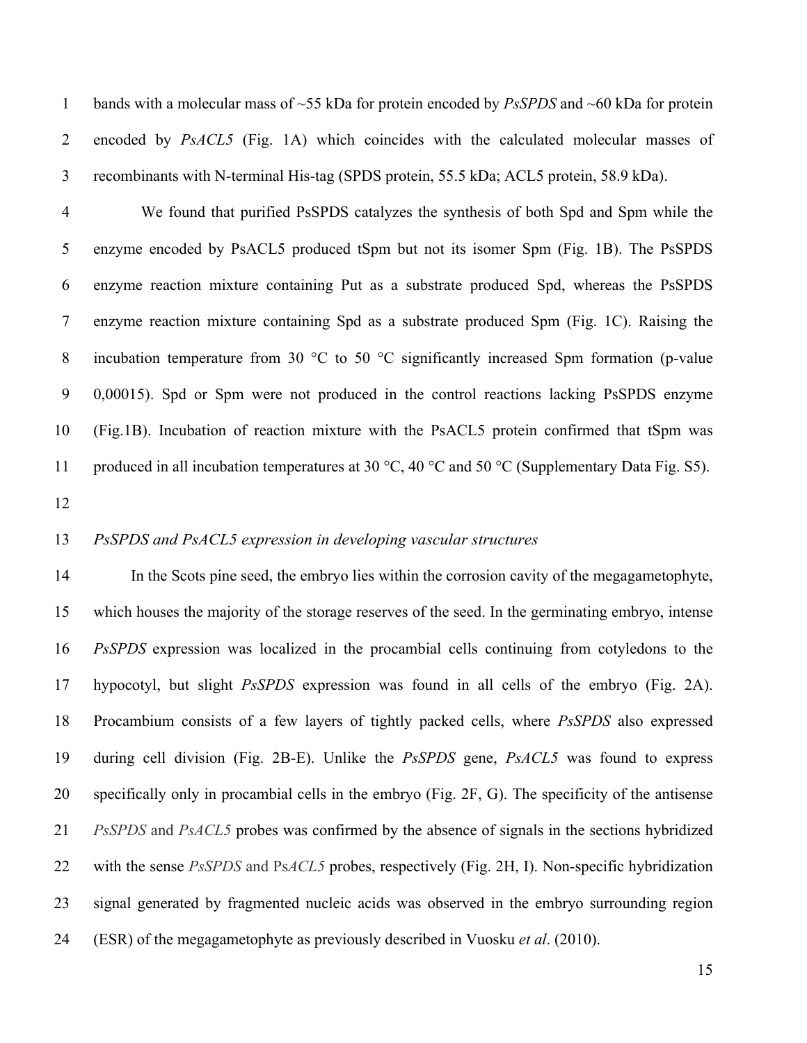bands with a molecular mass of ~55 kDa for protein encoded by *PsSPDS* and ~60 kDa for protein encoded by *PsACL5* (Fig. 1A) which coincides with the calculated molecular masses of recombinants with N-terminal His-tag (SPDS protein, 55.5 kDa; ACL5 protein, 58.9 kDa).

We found that purified PsSPDS catalyzes the synthesis of both Spd and Spm while the enzyme encoded by PsACL5 produced tSpm but not its isomer Spm (Fig. 1B). The PsSPDS enzyme reaction mixture containing Put as a substrate produced Spd, whereas the PsSPDS enzyme reaction mixture containing Spd as a substrate produced Spm (Fig. 1C). Raising the incubation temperature from 30 °C to 50 °C significantly increased Spm formation (p-value 0,00015). Spd or Spm were not produced in the control reactions lacking PsSPDS enzyme (Fig.1B). Incubation of reaction mixture with the PsACL5 protein confirmed that tSpm was produced in all incubation temperatures at 30 °C, 40 °C and 50 °C (Supplementary Data Fig. S5).

*PsSPDS and PsACL5 expression in developing vascular structures*

In the Scots pine seed, the embryo lies within the corrosion cavity of the megagametophyte, which houses the majority of the storage reserves of the seed. In the germinating embryo, intense *PsSPDS* expression was localized in the procambial cells continuing from cotyledons to the hypocotyl, but slight *PsSPDS* expression was found in all cells of the embryo (Fig. 2A). Procambium consists of a few layers of tightly packed cells, where *PsSPDS* also expressed during cell division (Fig. 2B-E). Unlike the *PsSPDS* gene, *PsACL5* was found to express specifically only in procambial cells in the embryo (Fig. 2F, G). The specificity of the antisense *PsSPDS* and *PsACL5* probes was confirmed by the absence of signals in the sections hybridized with the sense *PsSPDS* and Ps*ACL5* probes, respectively (Fig. 2H, I). Non-specific hybridization signal generated by fragmented nucleic acids was observed in the embryo surrounding region (ESR) of the megagametophyte as previously described in Vuosku *et al*. (2010).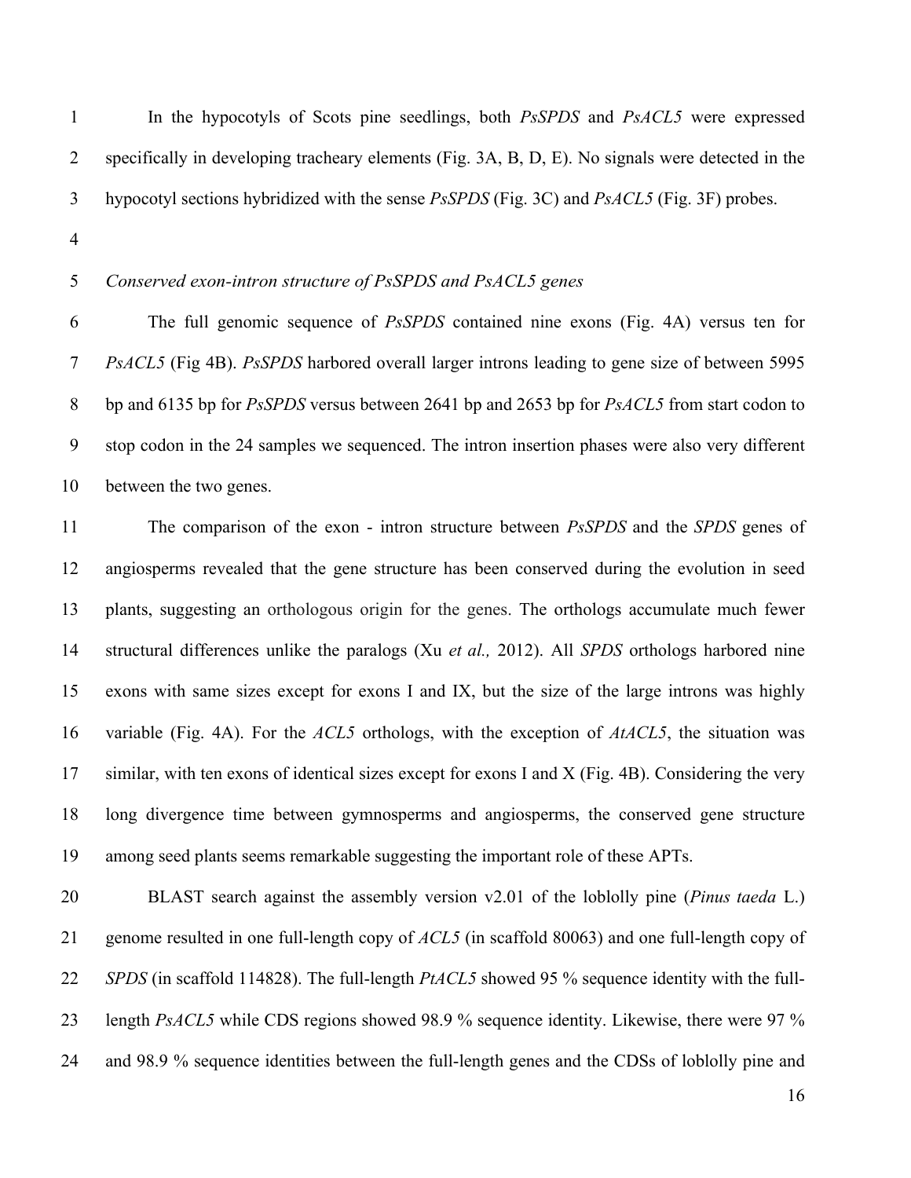In the hypocotyls of Scots pine seedlings, both *PsSPDS* and *PsACL5* were expressed specifically in developing tracheary elements (Fig. 3A, B, D, E). No signals were detected in the hypocotyl sections hybridized with the sense *PsSPDS* (Fig. 3C) and *PsACL5* (Fig. 3F) probes.

*Conserved exon-intron structure of PsSPDS and PsACL5 genes*

The full genomic sequence of *PsSPDS* contained nine exons (Fig. 4A) versus ten for *PsACL5* (Fig 4B). *PsSPDS* harbored overall larger introns leading to gene size of between 5995 bp and 6135 bp for *PsSPDS* versus between 2641 bp and 2653 bp for *PsACL5* from start codon to stop codon in the 24 samples we sequenced. The intron insertion phases were also very different between the two genes.

The comparison of the exon - intron structure between *PsSPDS* and the *SPDS* genes of angiosperms revealed that the gene structure has been conserved during the evolution in seed plants, suggesting an orthologous origin for the genes. The orthologs accumulate much fewer structural differences unlike the paralogs (Xu *et al.,* 2012). All *SPDS* orthologs harbored nine exons with same sizes except for exons I and IX, but the size of the large introns was highly variable (Fig. 4A). For the *ACL5* orthologs, with the exception of *AtACL5*, the situation was similar, with ten exons of identical sizes except for exons I and X (Fig. 4B). Considering the very long divergence time between gymnosperms and angiosperms, the conserved gene structure among seed plants seems remarkable suggesting the important role of these APTs.

BLAST search against the assembly version v2.01 of the loblolly pine (*Pinus taeda* L.) genome resulted in one full-length copy of *ACL5* (in scaffold 80063) and one full-length copy of *SPDS* (in scaffold 114828). The full-length *PtACL5* showed 95 % sequence identity with the full-length *PsACL5* while CDS regions showed 98.9 % sequence identity. Likewise, there were 97 % and 98.9 % sequence identities between the full-length genes and the CDSs of loblolly pine and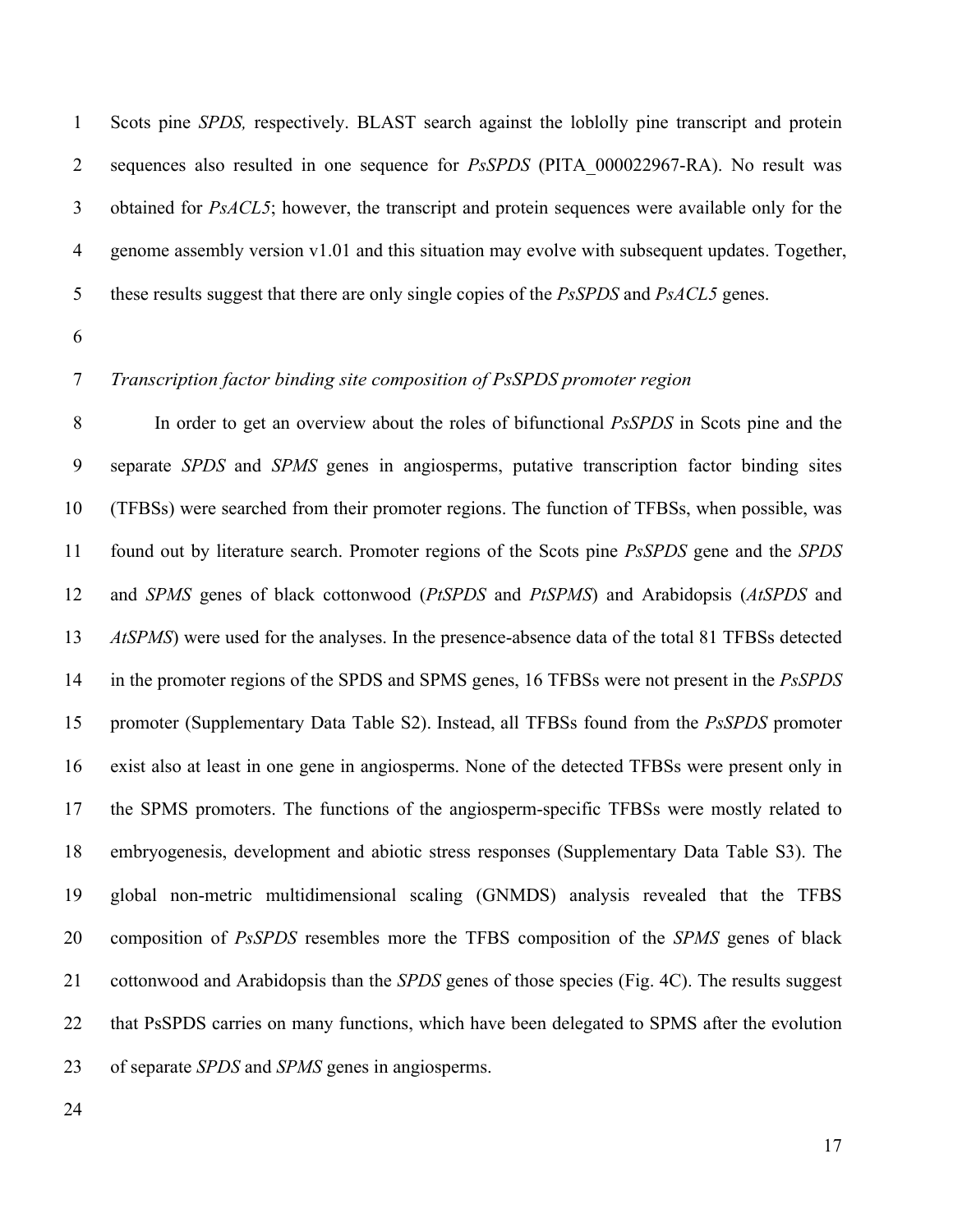Scots pine *SPDS,* respectively. BLAST search against the loblolly pine transcript and protein sequences also resulted in one sequence for *PsSPDS* (PITA_000022967-RA). No result was obtained for *PsACL5*; however, the transcript and protein sequences were available only for the genome assembly version v1.01 and this situation may evolve with subsequent updates. Together, these results suggest that there are only single copies of the *PsSPDS* and *PsACL5* genes.

*Transcription factor binding site composition of PsSPDS promoter region*

In order to get an overview about the roles of bifunctional *PsSPDS* in Scots pine and the separate *SPDS* and *SPMS* genes in angiosperms, putative transcription factor binding sites (TFBSs) were searched from their promoter regions. The function of TFBSs, when possible, was found out by literature search. Promoter regions of the Scots pine *PsSPDS* gene and the *SPDS* and *SPMS* genes of black cottonwood (*PtSPDS* and *PtSPMS*) and Arabidopsis (*AtSPDS* and *AtSPMS*) were used for the analyses. In the presence-absence data of the total 81 TFBSs detected in the promoter regions of the SPDS and SPMS genes, 16 TFBSs were not present in the *PsSPDS* promoter (Supplementary Data Table S2). Instead, all TFBSs found from the *PsSPDS* promoter exist also at least in one gene in angiosperms. None of the detected TFBSs were present only in the SPMS promoters. The functions of the angiosperm-specific TFBSs were mostly related to embryogenesis, development and abiotic stress responses (Supplementary Data Table S3). The global non-metric multidimensional scaling (GNMDS) analysis revealed that the TFBS composition of *PsSPDS* resembles more the TFBS composition of the *SPMS* genes of black cottonwood and Arabidopsis than the *SPDS* genes of those species (Fig. 4C). The results suggest that PsSPDS carries on many functions, which have been delegated to SPMS after the evolution of separate *SPDS* and *SPMS* genes in angiosperms.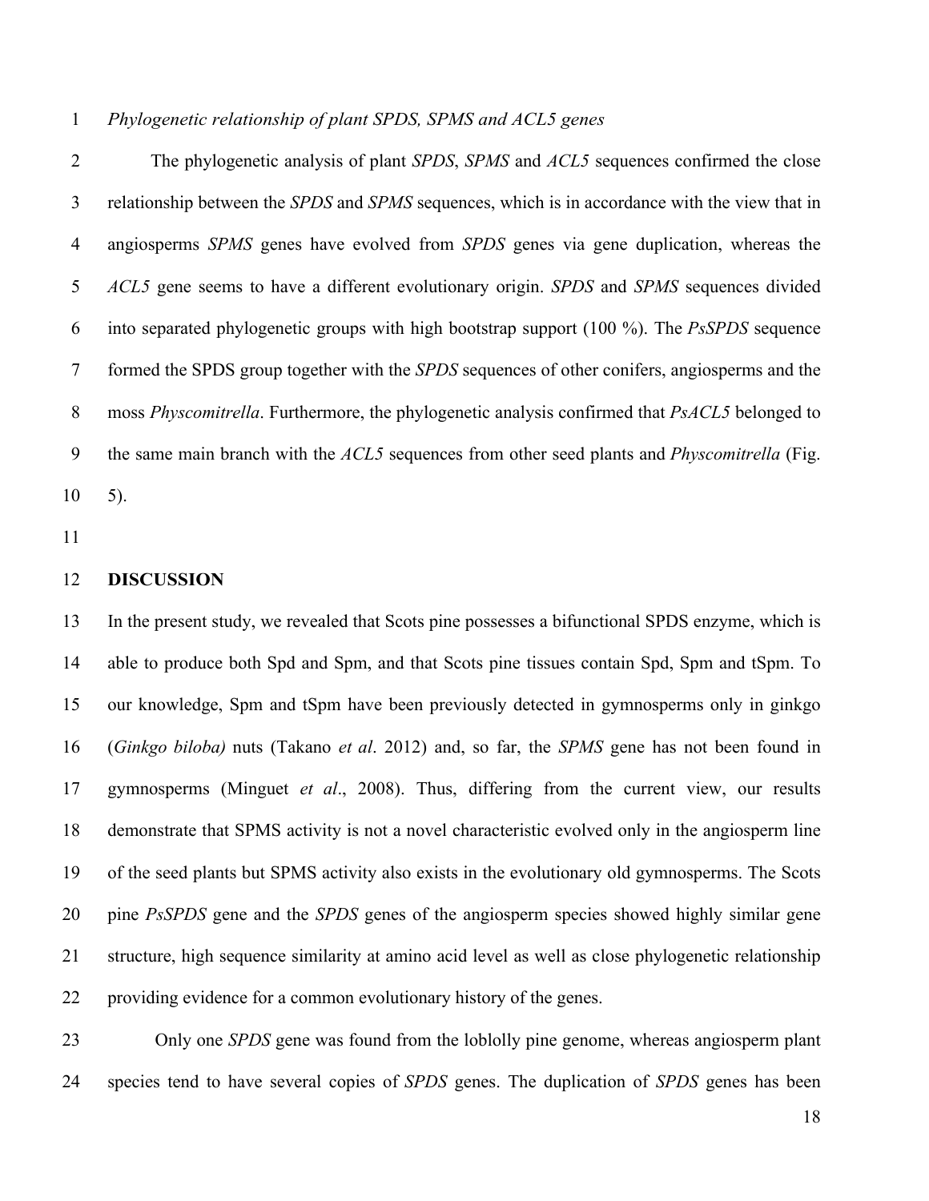*Phylogenetic relationship of plant SPDS, SPMS and ACL5 genes*

The phylogenetic analysis of plant *SPDS*, *SPMS* and *ACL5* sequences confirmed the close relationship between the *SPDS* and *SPMS* sequences, which is in accordance with the view that in angiosperms *SPMS* genes have evolved from *SPDS* genes via gene duplication, whereas the *ACL5* gene seems to have a different evolutionary origin. *SPDS* and *SPMS* sequences divided into separated phylogenetic groups with high bootstrap support (100 %). The *PsSPDS* sequence formed the SPDS group together with the *SPDS* sequences of other conifers, angiosperms and the moss *Physcomitrella*. Furthermore, the phylogenetic analysis confirmed that *PsACL5* belonged to the same main branch with the *ACL5* sequences from other seed plants and *Physcomitrella* (Fig. 5).

## DISCUSSION

In the present study, we revealed that Scots pine possesses a bifunctional SPDS enzyme, which is able to produce both Spd and Spm, and that Scots pine tissues contain Spd, Spm and tSpm. To our knowledge, Spm and tSpm have been previously detected in gymnosperms only in ginkgo (*Ginkgo biloba)* nuts (Takano *et al*. 2012) and, so far, the *SPMS* gene has not been found in gymnosperms (Minguet *et al*., 2008). Thus, differing from the current view, our results demonstrate that SPMS activity is not a novel characteristic evolved only in the angiosperm line of the seed plants but SPMS activity also exists in the evolutionary old gymnosperms. The Scots pine *PsSPDS* gene and the *SPDS* genes of the angiosperm species showed highly similar gene structure, high sequence similarity at amino acid level as well as close phylogenetic relationship providing evidence for a common evolutionary history of the genes.

Only one *SPDS* gene was found from the loblolly pine genome, whereas angiosperm plant species tend to have several copies of *SPDS* genes. The duplication of *SPDS* genes has been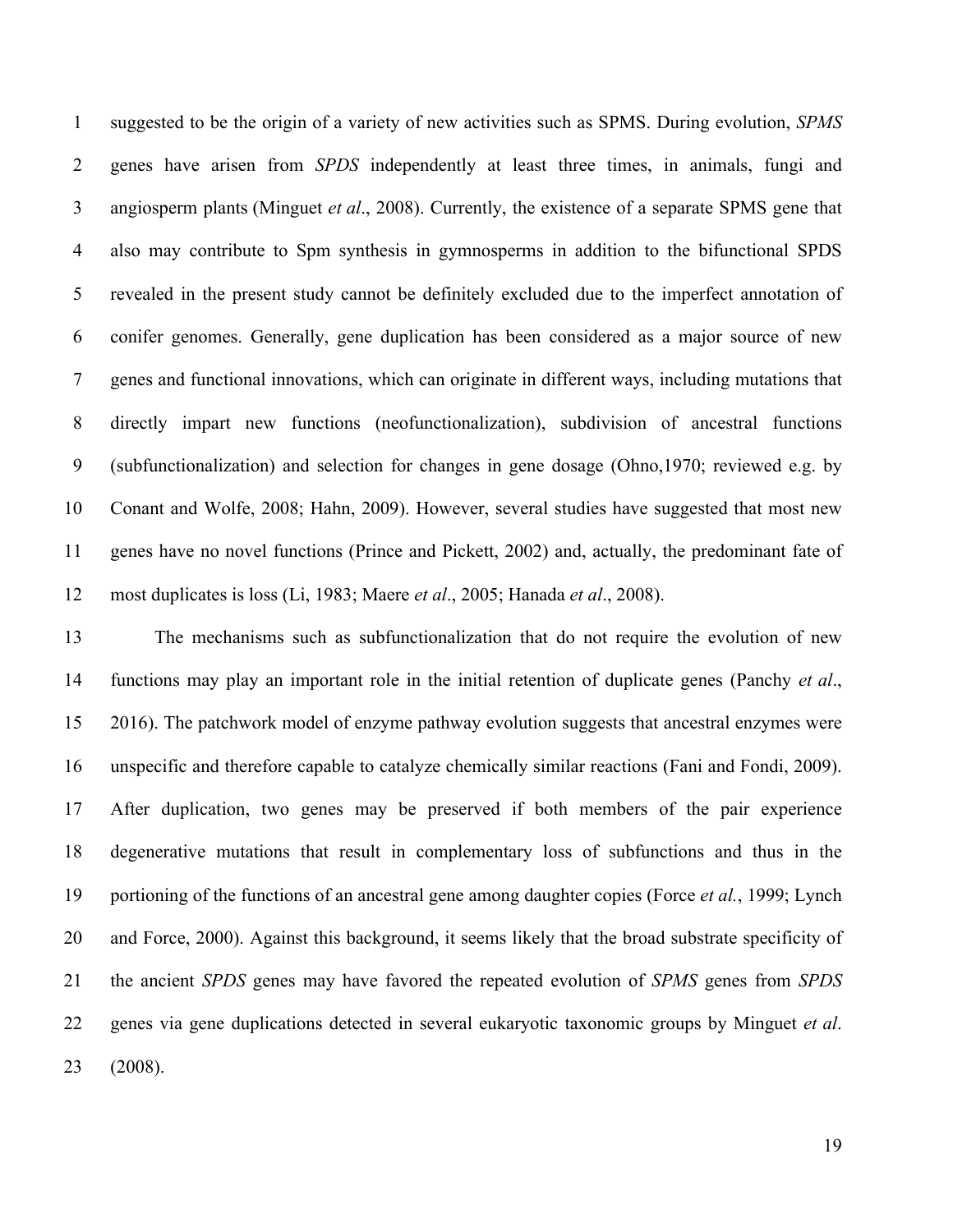suggested to be the origin of a variety of new activities such as SPMS. During evolution, *SPMS* genes have arisen from *SPDS* independently at least three times, in animals, fungi and angiosperm plants (Minguet *et al*., 2008). Currently, the existence of a separate SPMS gene that also may contribute to Spm synthesis in gymnosperms in addition to the bifunctional SPDS revealed in the present study cannot be definitely excluded due to the imperfect annotation of conifer genomes. Generally, gene duplication has been considered as a major source of new genes and functional innovations, which can originate in different ways, including mutations that directly impart new functions (neofunctionalization), subdivision of ancestral functions (subfunctionalization) and selection for changes in gene dosage (Ohno,1970; reviewed e.g. by Conant and Wolfe, 2008; Hahn, 2009). However, several studies have suggested that most new genes have no novel functions (Prince and Pickett, 2002) and, actually, the predominant fate of most duplicates is loss (Li, 1983; Maere *et al*., 2005; Hanada *et al*., 2008).

The mechanisms such as subfunctionalization that do not require the evolution of new functions may play an important role in the initial retention of duplicate genes (Panchy *et al*., 2016). The patchwork model of enzyme pathway evolution suggests that ancestral enzymes were unspecific and therefore capable to catalyze chemically similar reactions (Fani and Fondi, 2009). After duplication, two genes may be preserved if both members of the pair experience degenerative mutations that result in complementary loss of subfunctions and thus in the portioning of the functions of an ancestral gene among daughter copies (Force *et al.*, 1999; Lynch and Force, 2000). Against this background, it seems likely that the broad substrate specificity of the ancient *SPDS* genes may have favored the repeated evolution of *SPMS* genes from *SPDS* genes via gene duplications detected in several eukaryotic taxonomic groups by Minguet *et al*. (2008).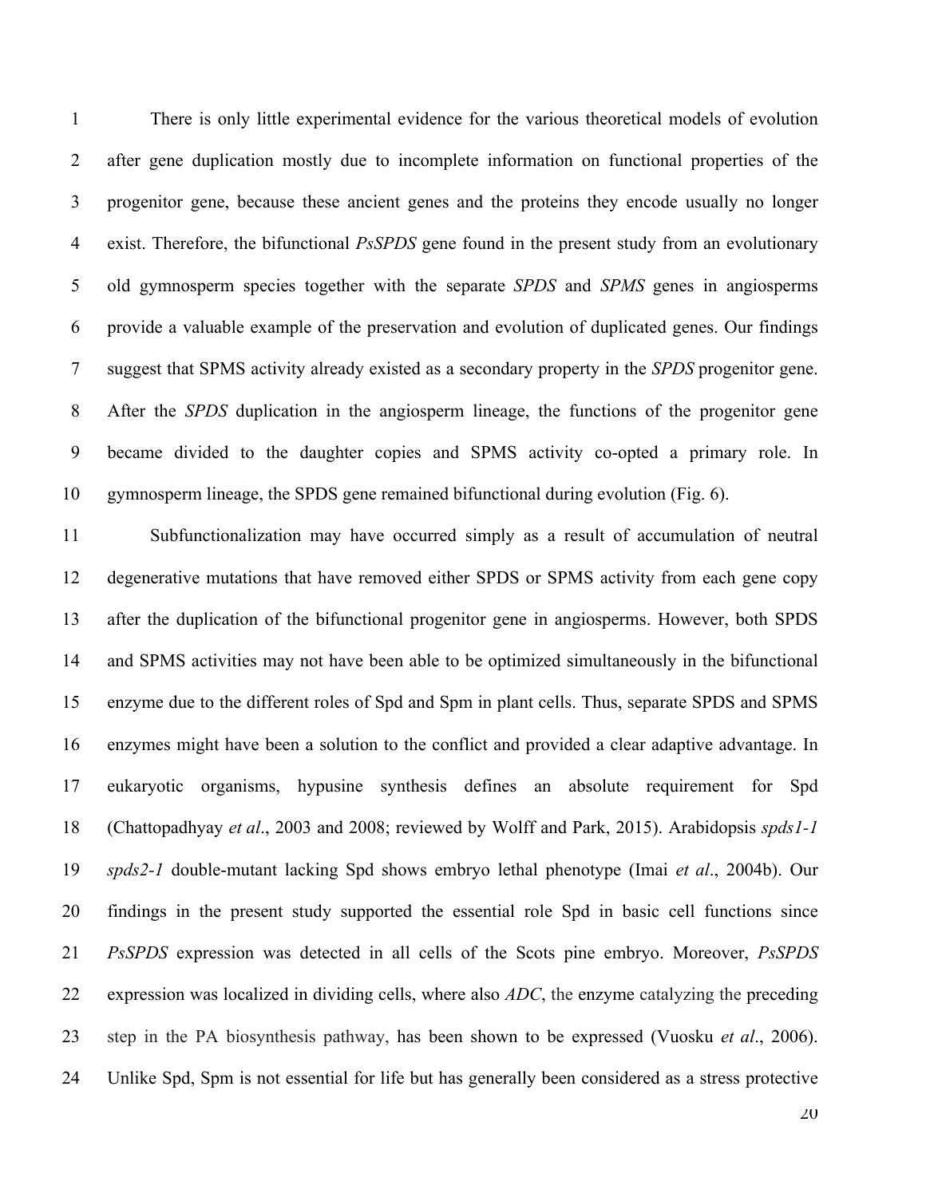There is only little experimental evidence for the various theoretical models of evolution after gene duplication mostly due to incomplete information on functional properties of the progenitor gene, because these ancient genes and the proteins they encode usually no longer exist. Therefore, the bifunctional *PsSPDS* gene found in the present study from an evolutionary old gymnosperm species together with the separate *SPDS* and *SPMS* genes in angiosperms provide a valuable example of the preservation and evolution of duplicated genes. Our findings suggest that SPMS activity already existed as a secondary property in the *SPDS* progenitor gene. After the *SPDS* duplication in the angiosperm lineage, the functions of the progenitor gene became divided to the daughter copies and SPMS activity co-opted a primary role. In gymnosperm lineage, the SPDS gene remained bifunctional during evolution (Fig. 6).

Subfunctionalization may have occurred simply as a result of accumulation of neutral degenerative mutations that have removed either SPDS or SPMS activity from each gene copy after the duplication of the bifunctional progenitor gene in angiosperms. However, both SPDS and SPMS activities may not have been able to be optimized simultaneously in the bifunctional enzyme due to the different roles of Spd and Spm in plant cells. Thus, separate SPDS and SPMS enzymes might have been a solution to the conflict and provided a clear adaptive advantage. In eukaryotic organisms, hypusine synthesis defines an absolute requirement for Spd (Chattopadhyay *et al*., 2003 and 2008; reviewed by Wolff and Park, 2015). Arabidopsis *spds1-1 spds2-1* double-mutant lacking Spd shows embryo lethal phenotype (Imai *et al*., 2004b). Our findings in the present study supported the essential role Spd in basic cell functions since *PsSPDS* expression was detected in all cells of the Scots pine embryo. Moreover, *PsSPDS* expression was localized in dividing cells, where also *ADC*, the enzyme catalyzing the preceding step in the PA biosynthesis pathway, has been shown to be expressed (Vuosku *et al*., 2006). Unlike Spd, Spm is not essential for life but has generally been considered as a stress protective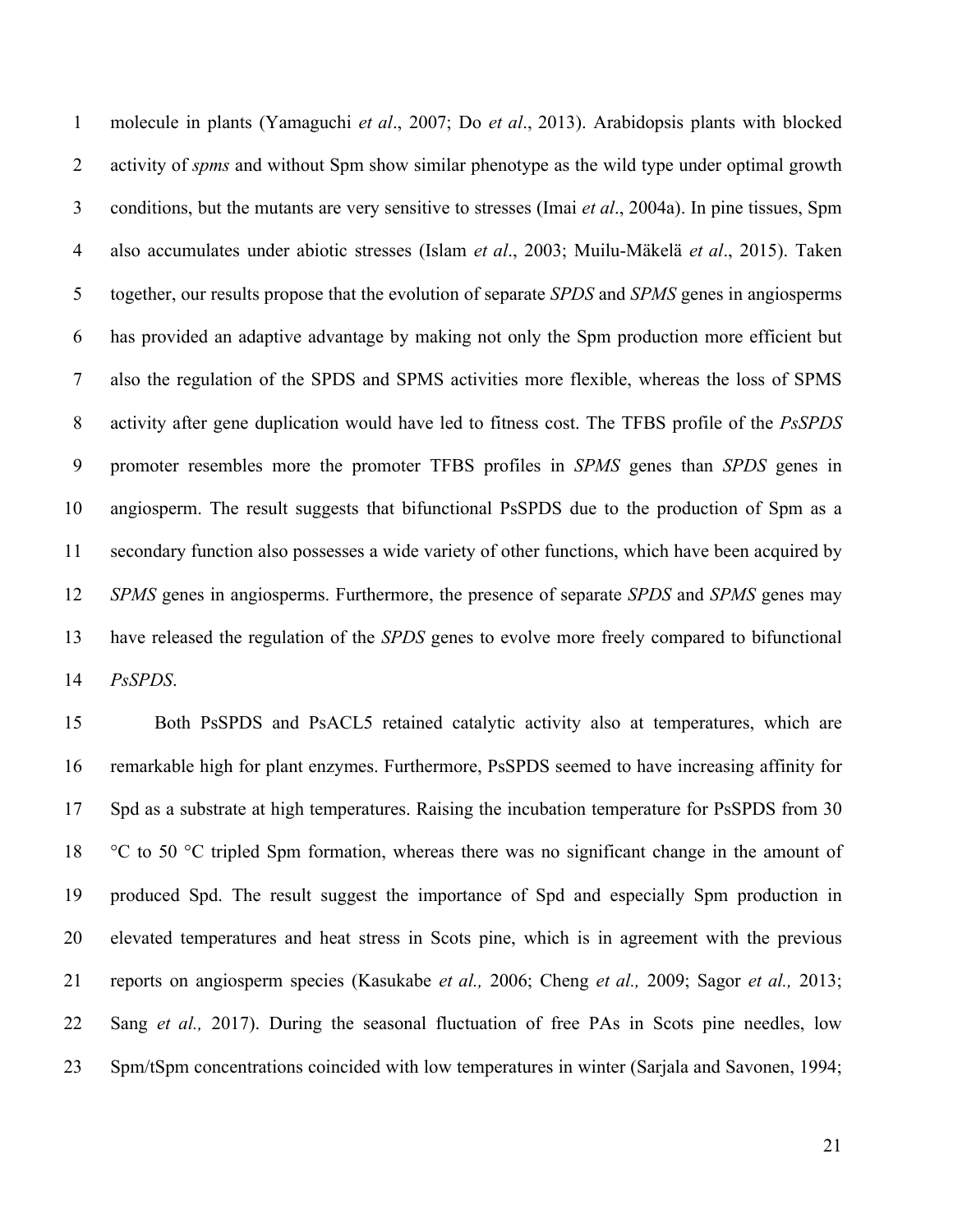molecule in plants (Yamaguchi *et al*., 2007; Do *et al*., 2013). Arabidopsis plants with blocked activity of *spms* and without Spm show similar phenotype as the wild type under optimal growth conditions, but the mutants are very sensitive to stresses (Imai *et al*., 2004a). In pine tissues, Spm also accumulates under abiotic stresses (Islam *et al*., 2003; Muilu-Mäkelä *et al*., 2015). Taken together, our results propose that the evolution of separate *SPDS* and *SPMS* genes in angiosperms has provided an adaptive advantage by making not only the Spm production more efficient but also the regulation of the SPDS and SPMS activities more flexible, whereas the loss of SPMS activity after gene duplication would have led to fitness cost. The TFBS profile of the *PsSPDS* promoter resembles more the promoter TFBS profiles in *SPMS* genes than *SPDS* genes in angiosperm. The result suggests that bifunctional PsSPDS due to the production of Spm as a secondary function also possesses a wide variety of other functions, which have been acquired by *SPMS* genes in angiosperms. Furthermore, the presence of separate *SPDS* and *SPMS* genes may have released the regulation of the *SPDS* genes to evolve more freely compared to bifunctional *PsSPDS*.

Both PsSPDS and PsACL5 retained catalytic activity also at temperatures, which are remarkable high for plant enzymes. Furthermore, PsSPDS seemed to have increasing affinity for Spd as a substrate at high temperatures. Raising the incubation temperature for PsSPDS from 30 °C to 50 °C tripled Spm formation, whereas there was no significant change in the amount of produced Spd. The result suggest the importance of Spd and especially Spm production in elevated temperatures and heat stress in Scots pine, which is in agreement with the previous reports on angiosperm species (Kasukabe *et al.,* 2006; Cheng *et al.,* 2009; Sagor *et al.,* 2013; Sang *et al.,* 2017). During the seasonal fluctuation of free PAs in Scots pine needles, low Spm/tSpm concentrations coincided with low temperatures in winter (Sarjala and Savonen, 1994;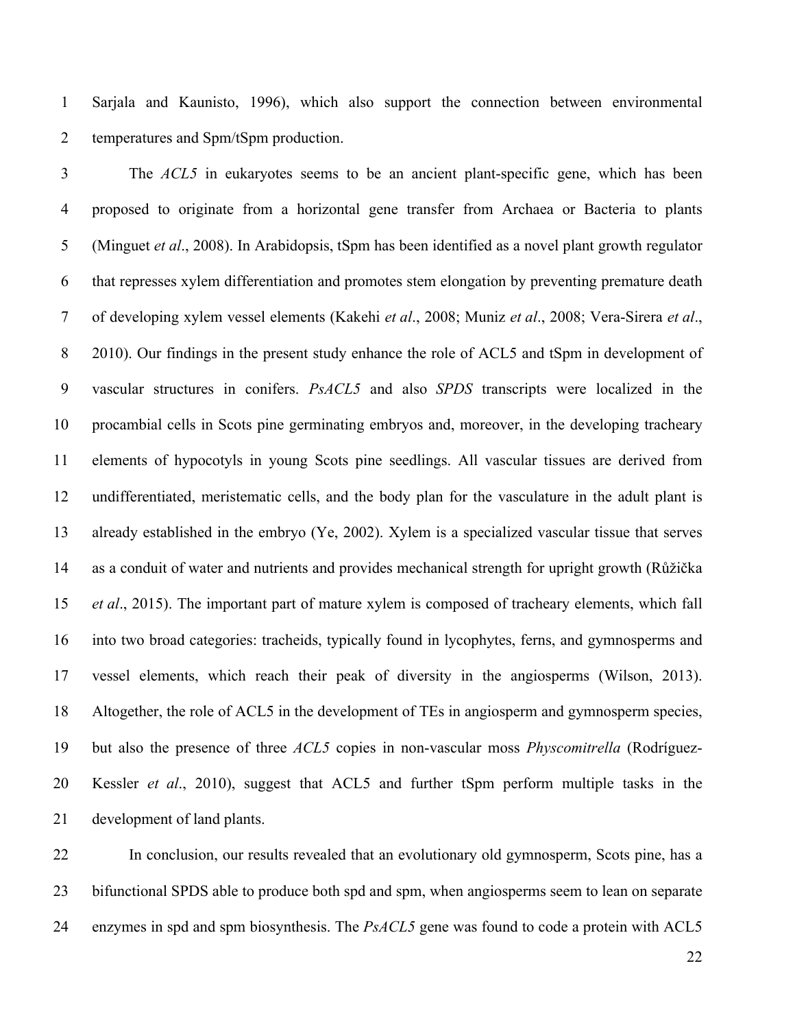Sarjala and Kaunisto, 1996), which also support the connection between environmental temperatures and Spm/tSpm production.

The *ACL5* in eukaryotes seems to be an ancient plant-specific gene, which has been proposed to originate from a horizontal gene transfer from Archaea or Bacteria to plants (Minguet *et al*., 2008). In Arabidopsis, tSpm has been identified as a novel plant growth regulator that represses xylem differentiation and promotes stem elongation by preventing premature death of developing xylem vessel elements (Kakehi *et al*., 2008; Muniz *et al*., 2008; Vera-Sirera *et al*., 2010). Our findings in the present study enhance the role of ACL5 and tSpm in development of vascular structures in conifers. *PsACL5* and also *SPDS* transcripts were localized in the procambial cells in Scots pine germinating embryos and, moreover, in the developing tracheary elements of hypocotyls in young Scots pine seedlings. All vascular tissues are derived from undifferentiated, meristematic cells, and the body plan for the vasculature in the adult plant is already established in the embryo (Ye, 2002). Xylem is a specialized vascular tissue that serves as a conduit of water and nutrients and provides mechanical strength for upright growth (Růžička *et al*., 2015). The important part of mature xylem is composed of tracheary elements, which fall into two broad categories: tracheids, typically found in lycophytes, ferns, and gymnosperms and vessel elements, which reach their peak of diversity in the angiosperms (Wilson, 2013). Altogether, the role of ACL5 in the development of TEs in angiosperm and gymnosperm species, but also the presence of three *ACL5* copies in non-vascular moss *Physcomitrella* (Rodríguez-Kessler *et al*., 2010), suggest that ACL5 and further tSpm perform multiple tasks in the development of land plants.

In conclusion, our results revealed that an evolutionary old gymnosperm, Scots pine, has a bifunctional SPDS able to produce both spd and spm, when angiosperms seem to lean on separate enzymes in spd and spm biosynthesis. The *PsACL5* gene was found to code a protein with ACL5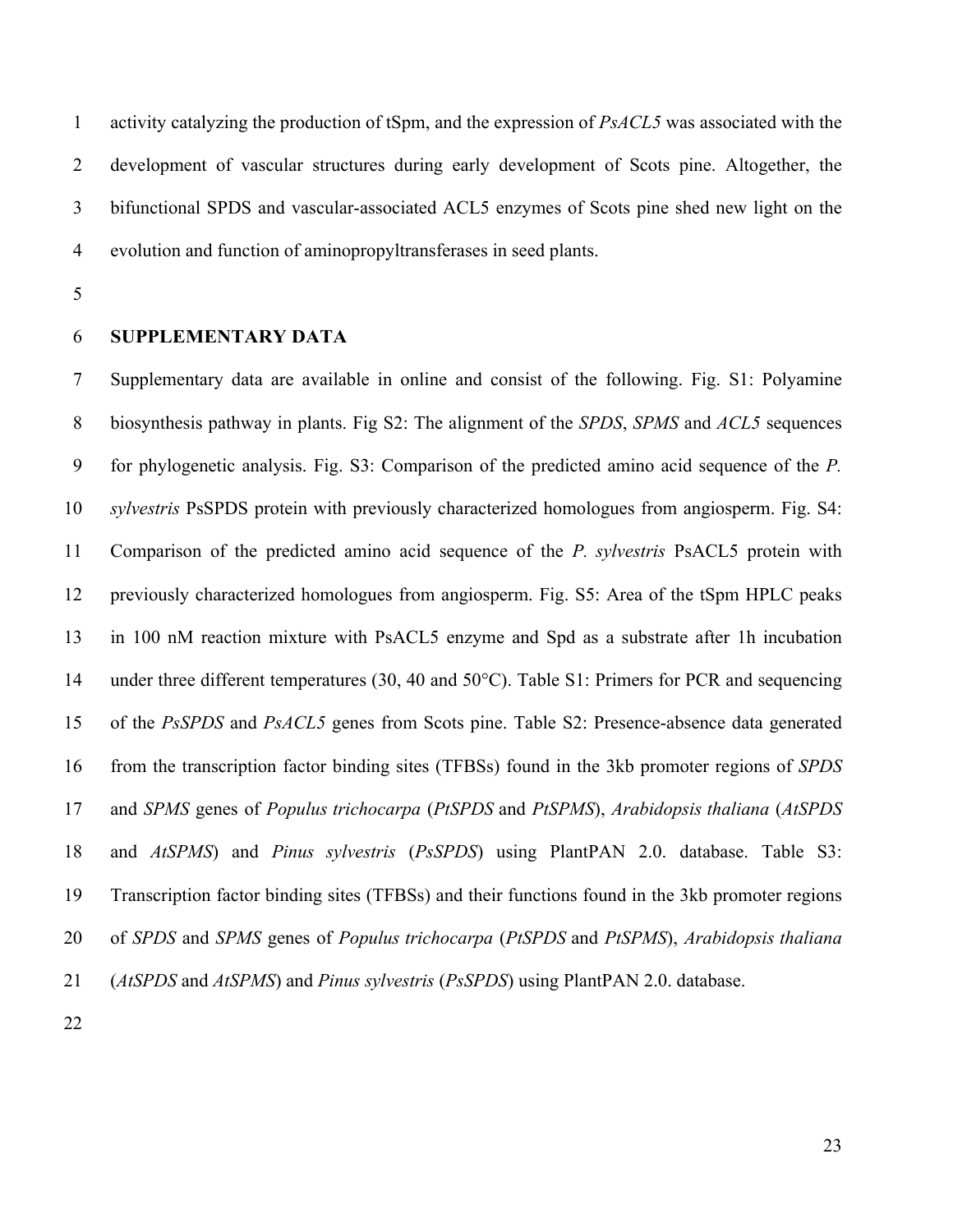activity catalyzing the production of tSpm, and the expression of *PsACL5* was associated with the development of vascular structures during early development of Scots pine. Altogether, the bifunctional SPDS and vascular-associated ACL5 enzymes of Scots pine shed new light on the evolution and function of aminopropyltransferases in seed plants.

## SUPPLEMENTARY DATA

Supplementary data are available in online and consist of the following. Fig. S1: Polyamine biosynthesis pathway in plants. Fig S2: The alignment of the *SPDS*, *SPMS* and *ACL5* sequences for phylogenetic analysis. Fig. S3: Comparison of the predicted amino acid sequence of the *P. sylvestris* PsSPDS protein with previously characterized homologues from angiosperm. Fig. S4: Comparison of the predicted amino acid sequence of the *P. sylvestris* PsACL5 protein with previously characterized homologues from angiosperm. Fig. S5: Area of the tSpm HPLC peaks in 100 nM reaction mixture with PsACL5 enzyme and Spd as a substrate after 1h incubation under three different temperatures (30, 40 and 50°C). Table S1: Primers for PCR and sequencing of the *PsSPDS* and *PsACL5* genes from Scots pine. Table S2: Presence-absence data generated from the transcription factor binding sites (TFBSs) found in the 3kb promoter regions of *SPDS* and *SPMS* genes of *Populus trichocarpa* (*PtSPDS* and *PtSPMS*), *Arabidopsis thaliana* (*AtSPDS* and *AtSPMS*) and *Pinus sylvestris* (*PsSPDS*) using PlantPAN 2.0. database. Table S3: Transcription factor binding sites (TFBSs) and their functions found in the 3kb promoter regions of *SPDS* and *SPMS* genes of *Populus trichocarpa* (*PtSPDS* and *PtSPMS*), *Arabidopsis thaliana* (*AtSPDS* and *AtSPMS*) and *Pinus sylvestris* (*PsSPDS*) using PlantPAN 2.0. database.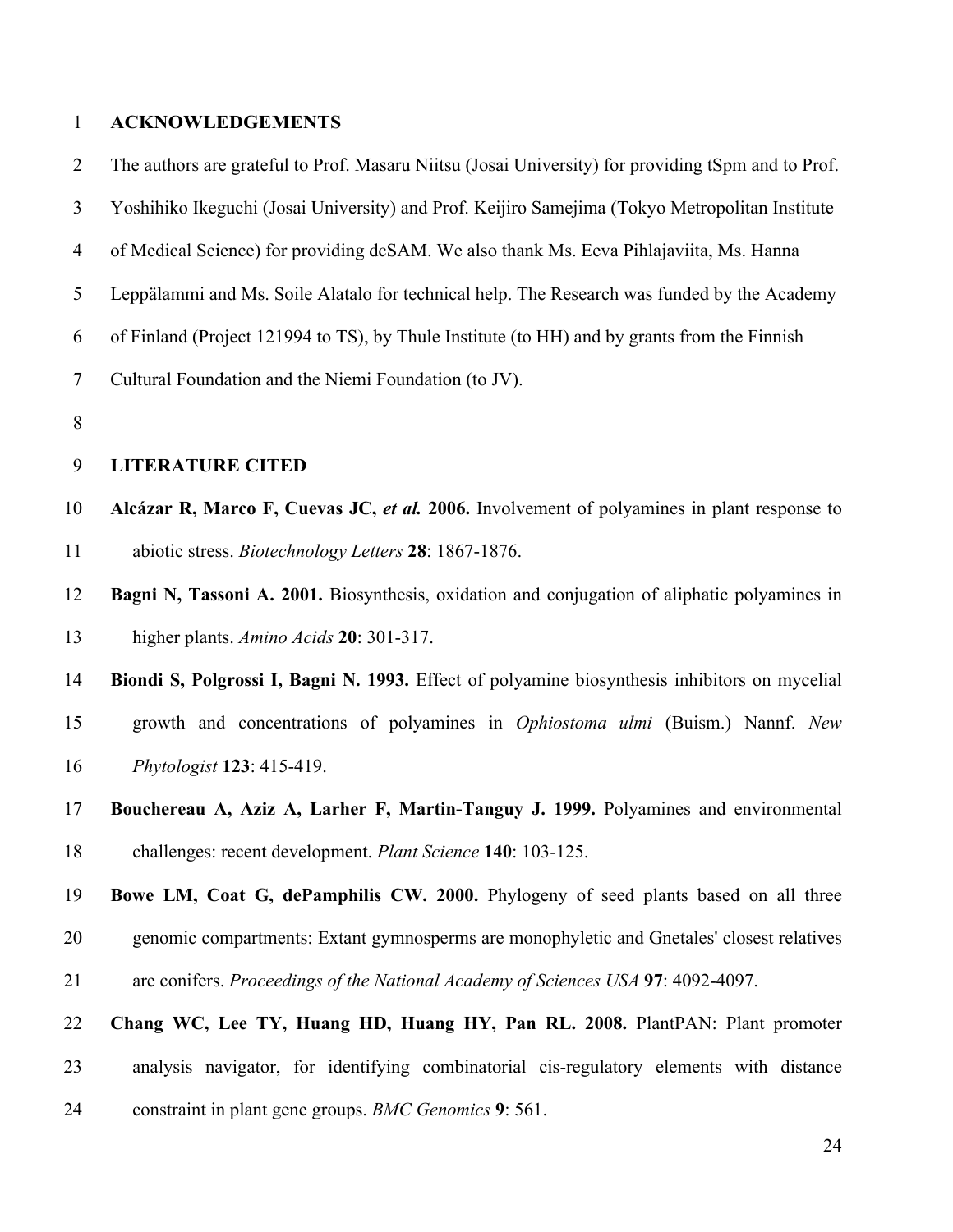## ACKNOWLEDGEMENTS

The authors are grateful to Prof. Masaru Niitsu (Josai University) for providing tSpm and to Prof. Yoshihiko Ikeguchi (Josai University) and Prof. Keijiro Samejima (Tokyo Metropolitan Institute of Medical Science) for providing dcSAM. We also thank Ms. Eeva Pihlajaviita, Ms. Hanna Leppälammi and Ms. Soile Alatalo for technical help. The Research was funded by the Academy of Finland (Project 121994 to TS), by Thule Institute (to HH) and by grants from the Finnish Cultural Foundation and the Niemi Foundation (to JV).

## LITERATURE CITED

**Alcázar R, Marco F, Cuevas JC, *et al.* 2006.** Involvement of polyamines in plant response to abiotic stress. *Biotechnology Letters* **28**: 1867-1876.

**Bagni N, Tassoni A. 2001.** Biosynthesis, oxidation and conjugation of aliphatic polyamines in higher plants. *Amino Acids* **20**: 301-317.

**Biondi S, Polgrossi I, Bagni N. 1993.** Effect of polyamine biosynthesis inhibitors on mycelial growth and concentrations of polyamines in *Ophiostoma ulmi* (Buism.) Nannf. *New Phytologist* **123**: 415-419.

**Bouchereau A, Aziz A, Larher F, Martin-Tanguy J. 1999.** Polyamines and environmental challenges: recent development. *Plant Science* **140**: 103-125.

**Bowe LM, Coat G, dePamphilis CW. 2000.** Phylogeny of seed plants based on all three genomic compartments: Extant gymnosperms are monophyletic and Gnetales' closest relatives are conifers. *Proceedings of the National Academy of Sciences USA* **97**: 4092-4097.

**Chang WC, Lee TY, Huang HD, Huang HY, Pan RL. 2008.** PlantPAN: Plant promoter analysis navigator, for identifying combinatorial cis-regulatory elements with distance constraint in plant gene groups. *BMC Genomics* **9**: 561.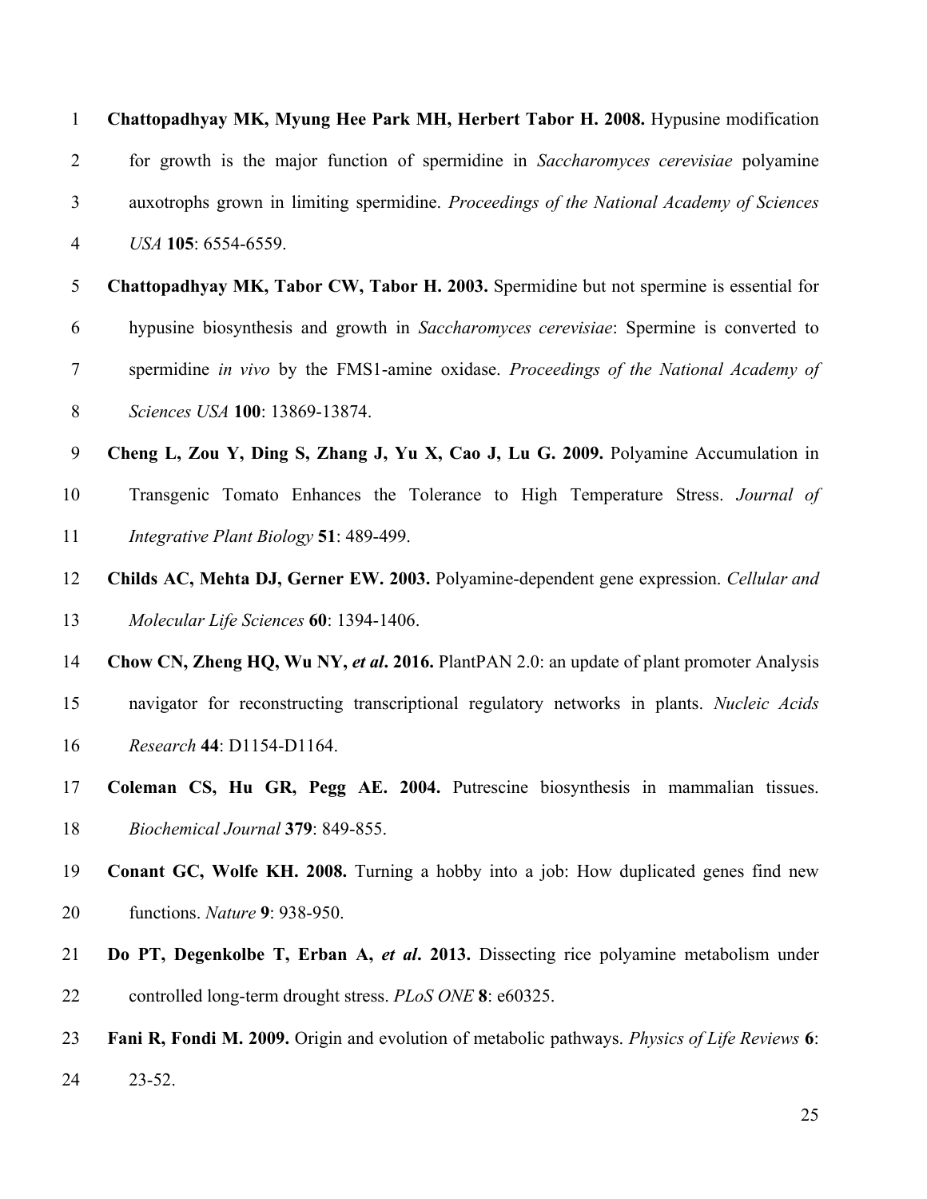**Chattopadhyay MK, Myung Hee Park MH, Herbert Tabor H. 2008.** Hypusine modification for growth is the major function of spermidine in *Saccharomyces cerevisiae* polyamine auxotrophs grown in limiting spermidine. *Proceedings of the National Academy of Sciences USA* **105**: 6554-6559.

**Chattopadhyay MK, Tabor CW, Tabor H. 2003.** Spermidine but not spermine is essential for hypusine biosynthesis and growth in *Saccharomyces cerevisiae*: Spermine is converted to spermidine *in vivo* by the FMS1-amine oxidase. *Proceedings of the National Academy of Sciences USA* **100**: 13869-13874.

**Cheng L, Zou Y, Ding S, Zhang J, Yu X, Cao J, Lu G. 2009.** Polyamine Accumulation in Transgenic Tomato Enhances the Tolerance to High Temperature Stress. *Journal of Integrative Plant Biology* **51**: 489-499.

**Childs AC, Mehta DJ, Gerner EW. 2003.** Polyamine-dependent gene expression. *Cellular and Molecular Life Sciences* **60**: 1394-1406.

**Chow CN, Zheng HQ, Wu NY, *et al*. 2016.** PlantPAN 2.0: an update of plant promoter Analysis navigator for reconstructing transcriptional regulatory networks in plants. *Nucleic Acids Research* **44**: D1154-D1164.

**Coleman CS, Hu GR, Pegg AE. 2004.** Putrescine biosynthesis in mammalian tissues. *Biochemical Journal* **379**: 849-855.

**Conant GC, Wolfe KH. 2008.** Turning a hobby into a job: How duplicated genes find new functions. *Nature* **9**: 938-950.

**Do PT, Degenkolbe T, Erban A, *et al*. 2013.** Dissecting rice polyamine metabolism under controlled long-term drought stress. *PLoS ONE* **8**: e60325.

**Fani R, Fondi M. 2009.** Origin and evolution of metabolic pathways. *Physics of Life Reviews* **6**: 23-52.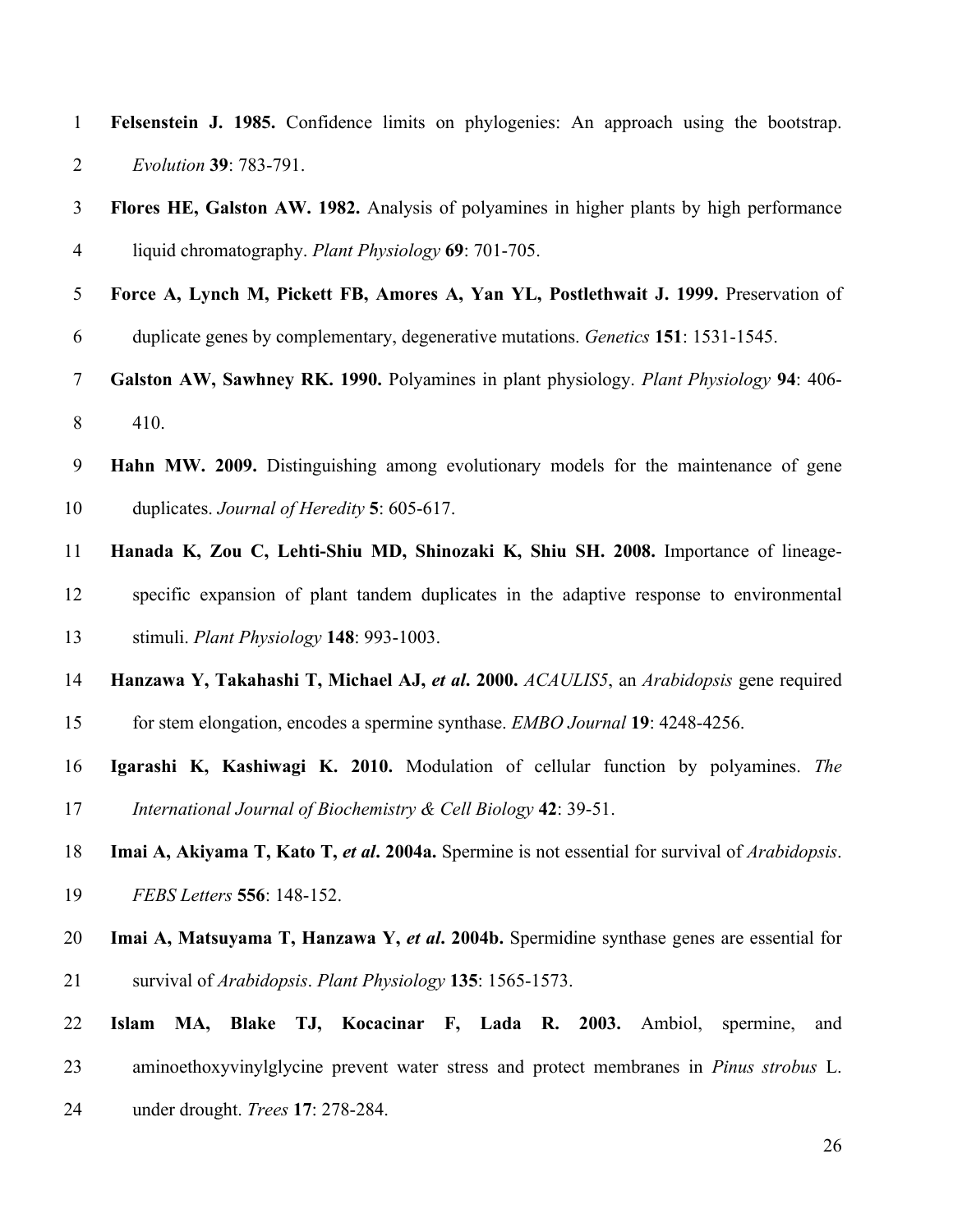**Felsenstein J. 1985.** Confidence limits on phylogenies: An approach using the bootstrap. *Evolution* **39**: 783-791.

**Flores HE, Galston AW. 1982.** Analysis of polyamines in higher plants by high performance liquid chromatography. *Plant Physiology* **69**: 701-705.

**Force A, Lynch M, Pickett FB, Amores A, Yan YL, Postlethwait J. 1999.** Preservation of duplicate genes by complementary, degenerative mutations. *Genetics* **151**: 1531-1545.

**Galston AW, Sawhney RK. 1990.** Polyamines in plant physiology. *Plant Physiology* **94**: 406-410.

**Hahn MW. 2009.** Distinguishing among evolutionary models for the maintenance of gene duplicates. *Journal of Heredity* **5**: 605-617.

**Hanada K, Zou C, Lehti-Shiu MD, Shinozaki K, Shiu SH. 2008.** Importance of lineage-specific expansion of plant tandem duplicates in the adaptive response to environmental stimuli. *Plant Physiology* **148**: 993-1003.

**Hanzawa Y, Takahashi T, Michael AJ, *et al*. 2000.** *ACAULIS5*, an *Arabidopsis* gene required for stem elongation, encodes a spermine synthase. *EMBO Journal* **19**: 4248-4256.

**Igarashi K, Kashiwagi K. 2010.** Modulation of cellular function by polyamines. *The International Journal of Biochemistry & Cell Biology* **42**: 39-51.

**Imai A, Akiyama T, Kato T, *et al*. 2004a.** Spermine is not essential for survival of *Arabidopsis*. *FEBS Letters* **556**: 148-152.

**Imai A, Matsuyama T, Hanzawa Y, *et al*. 2004b.** Spermidine synthase genes are essential for survival of *Arabidopsis*. *Plant Physiology* **135**: 1565-1573.

**Islam MA, Blake TJ, Kocacinar F, Lada R. 2003.** Ambiol, spermine, and aminoethoxyvinylglycine prevent water stress and protect membranes in *Pinus strobus* L. under drought. *Trees* **17**: 278-284.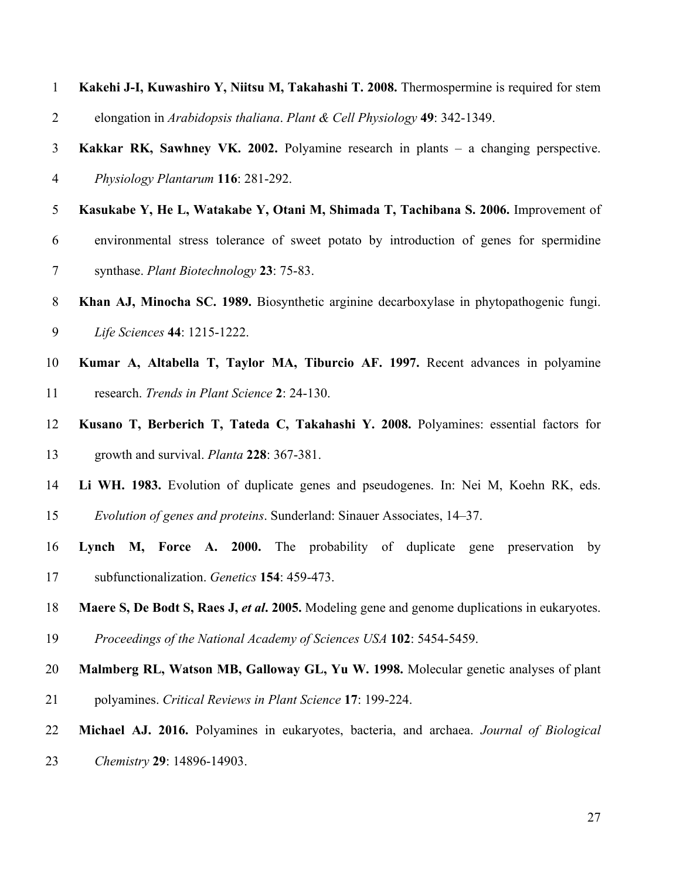**Kakehi J-I, Kuwashiro Y, Niitsu M, Takahashi T. 2008.** Thermospermine is required for stem elongation in *Arabidopsis thaliana*. *Plant & Cell Physiology* **49**: 342-1349.

**Kakkar RK, Sawhney VK. 2002.** Polyamine research in plants – a changing perspective. *Physiology Plantarum* **116**: 281-292.

**Kasukabe Y, He L, Watakabe Y, Otani M, Shimada T, Tachibana S. 2006.** Improvement of environmental stress tolerance of sweet potato by introduction of genes for spermidine synthase. *Plant Biotechnology* **23**: 75-83.

**Khan AJ, Minocha SC. 1989.** Biosynthetic arginine decarboxylase in phytopathogenic fungi. *Life Sciences* **44**: 1215-1222.

**Kumar A, Altabella T, Taylor MA, Tiburcio AF. 1997.** Recent advances in polyamine research. *Trends in Plant Science* **2**: 24-130.

**Kusano T, Berberich T, Tateda C, Takahashi Y. 2008.** Polyamines: essential factors for growth and survival. *Planta* **228**: 367-381.

**Li WH. 1983.** Evolution of duplicate genes and pseudogenes. In: Nei M, Koehn RK, eds. *Evolution of genes and proteins*. Sunderland: Sinauer Associates, 14–37.

**Lynch M, Force A. 2000.** The probability of duplicate gene preservation by subfunctionalization. *Genetics* **154**: 459-473.

**Maere S, De Bodt S, Raes J, *et al*. 2005.** Modeling gene and genome duplications in eukaryotes. *Proceedings of the National Academy of Sciences USA* **102**: 5454-5459.

**Malmberg RL, Watson MB, Galloway GL, Yu W. 1998.** Molecular genetic analyses of plant polyamines. *Critical Reviews in Plant Science* **17**: 199-224.

**Michael AJ. 2016.** Polyamines in eukaryotes, bacteria, and archaea. *Journal of Biological Chemistry* **29**: 14896-14903.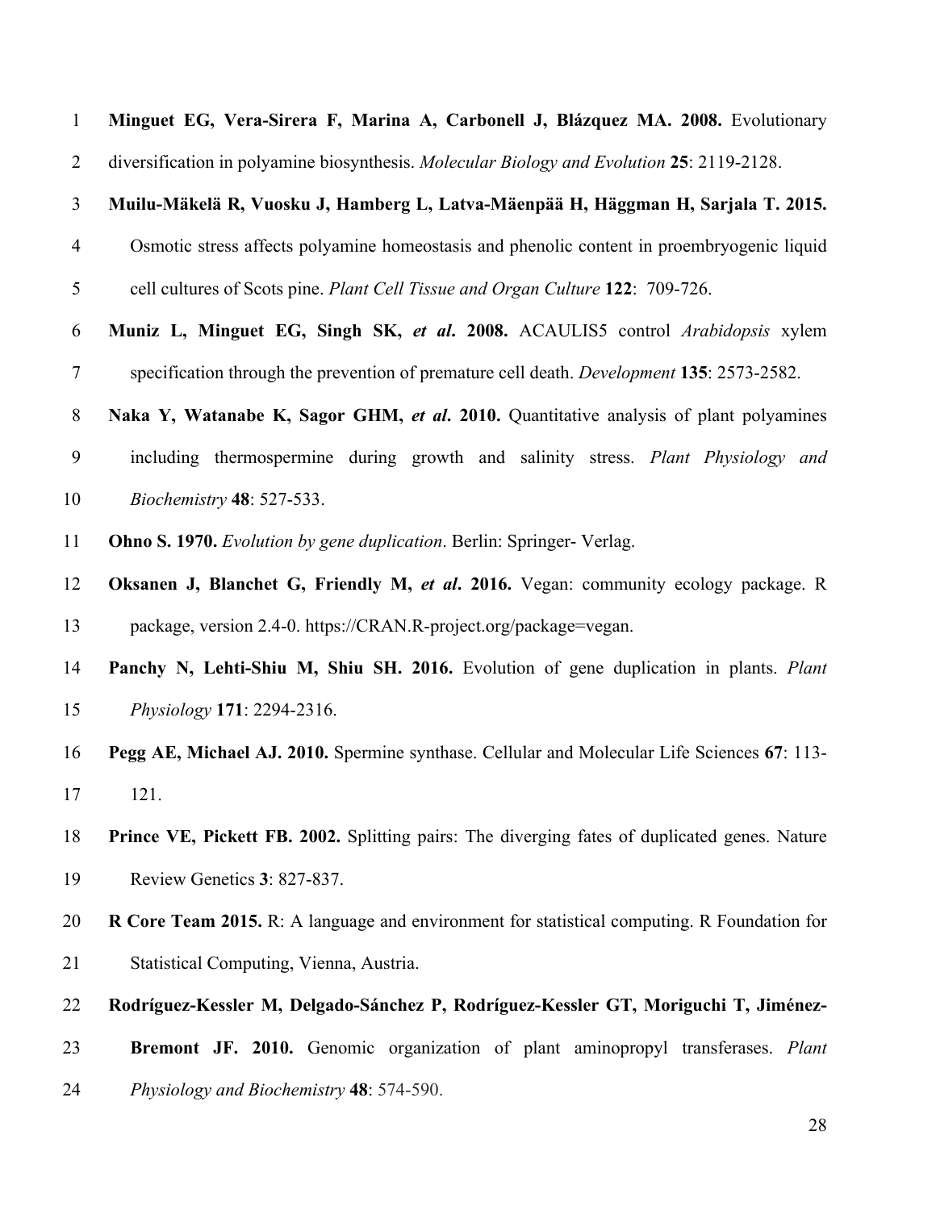**Minguet EG, Vera-Sirera F, Marina A, Carbonell J, Blázquez MA. 2008.** Evolutionary diversification in polyamine biosynthesis. *Molecular Biology and Evolution* **25**: 2119-2128.

**Muilu-Mäkelä R, Vuosku J, Hamberg L, Latva-Mäenpää H, Häggman H, Sarjala T. 2015.** Osmotic stress affects polyamine homeostasis and phenolic content in proembryogenic liquid cell cultures of Scots pine. *Plant Cell Tissue and Organ Culture* **122**: 709-726.

**Muniz L, Minguet EG, Singh SK, *et al*. 2008.** ACAULIS5 control *Arabidopsis* xylem specification through the prevention of premature cell death. *Development* **135**: 2573-2582.

**Naka Y, Watanabe K, Sagor GHM, *et al*. 2010.** Quantitative analysis of plant polyamines including thermospermine during growth and salinity stress. *Plant Physiology and Biochemistry* **48**: 527-533.

**Ohno S. 1970.** *Evolution by gene duplication*. Berlin: Springer- Verlag.

**Oksanen J, Blanchet G, Friendly M, *et al*. 2016.** Vegan: community ecology package. R package, version 2.4-0. https://CRAN.R-project.org/package=vegan.

**Panchy N, Lehti-Shiu M, Shiu SH. 2016.** Evolution of gene duplication in plants. *Plant Physiology* **171**: 2294-2316.

**Pegg AE, Michael AJ. 2010.** Spermine synthase. Cellular and Molecular Life Sciences **67**: 113-121.

**Prince VE, Pickett FB. 2002.** Splitting pairs: The diverging fates of duplicated genes. Nature Review Genetics **3**: 827-837.

**R Core Team 2015.** R: A language and environment for statistical computing. R Foundation for Statistical Computing, Vienna, Austria.

**Rodríguez-Kessler M, Delgado-Sánchez P, Rodríguez-Kessler GT, Moriguchi T, Jiménez-Bremont JF. 2010.** Genomic organization of plant aminopropyl transferases. *Plant Physiology and Biochemistry* **48**: 574-590.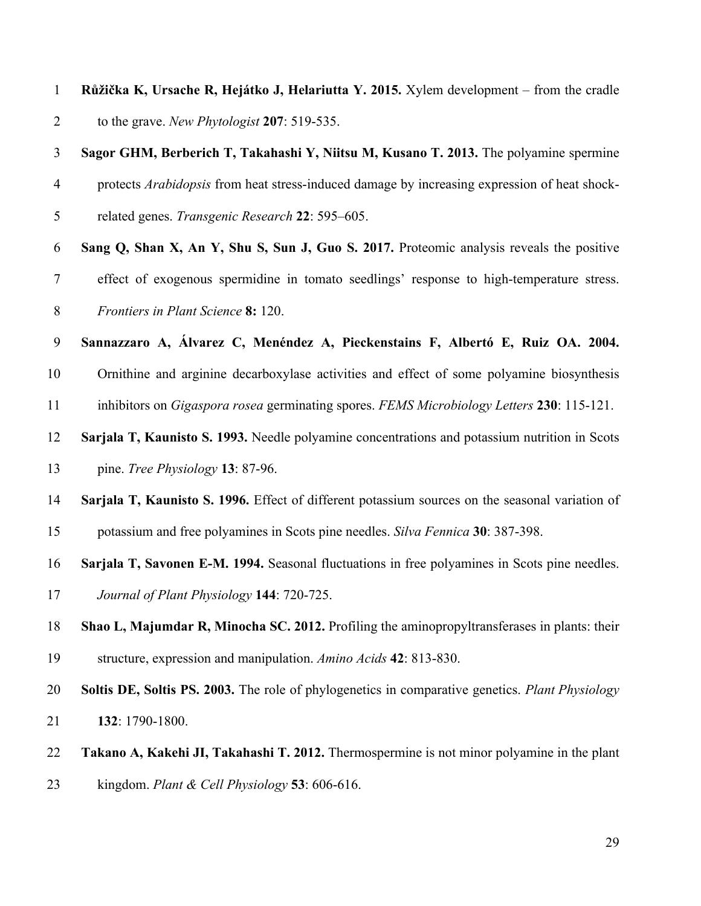**Růžička K, Ursache R, Hejátko J, Helariutta Y. 2015.** Xylem development – from the cradle to the grave. *New Phytologist* **207**: 519-535.

**Sagor GHM, Berberich T, Takahashi Y, Niitsu M, Kusano T. 2013.** The polyamine spermine protects *Arabidopsis* from heat stress-induced damage by increasing expression of heat shock-related genes. *Transgenic Research* **22**: 595–605.

**Sang Q, Shan X, An Y, Shu S, Sun J, Guo S. 2017.** Proteomic analysis reveals the positive effect of exogenous spermidine in tomato seedlings' response to high-temperature stress. *Frontiers in Plant Science* **8:** 120.

**Sannazzaro A, Álvarez C, Menéndez A, Pieckenstains F, Albertó E, Ruiz OA. 2004.** Ornithine and arginine decarboxylase activities and effect of some polyamine biosynthesis inhibitors on *Gigaspora rosea* germinating spores. *FEMS Microbiology Letters* **230**: 115-121.

**Sarjala T, Kaunisto S. 1993.** Needle polyamine concentrations and potassium nutrition in Scots pine. *Tree Physiology* **13**: 87-96.

**Sarjala T, Kaunisto S. 1996.** Effect of different potassium sources on the seasonal variation of potassium and free polyamines in Scots pine needles. *Silva Fennica* **30**: 387-398.

**Sarjala T, Savonen E-M. 1994.** Seasonal fluctuations in free polyamines in Scots pine needles. *Journal of Plant Physiology* **144**: 720-725.

**Shao L, Majumdar R, Minocha SC. 2012.** Profiling the aminopropyltransferases in plants: their structure, expression and manipulation. *Amino Acids* **42**: 813-830.

**Soltis DE, Soltis PS. 2003.** The role of phylogenetics in comparative genetics. *Plant Physiology* **132**: 1790-1800.

**Takano A, Kakehi JI, Takahashi T. 2012.** Thermospermine is not minor polyamine in the plant kingdom. *Plant & Cell Physiology* **53**: 606-616.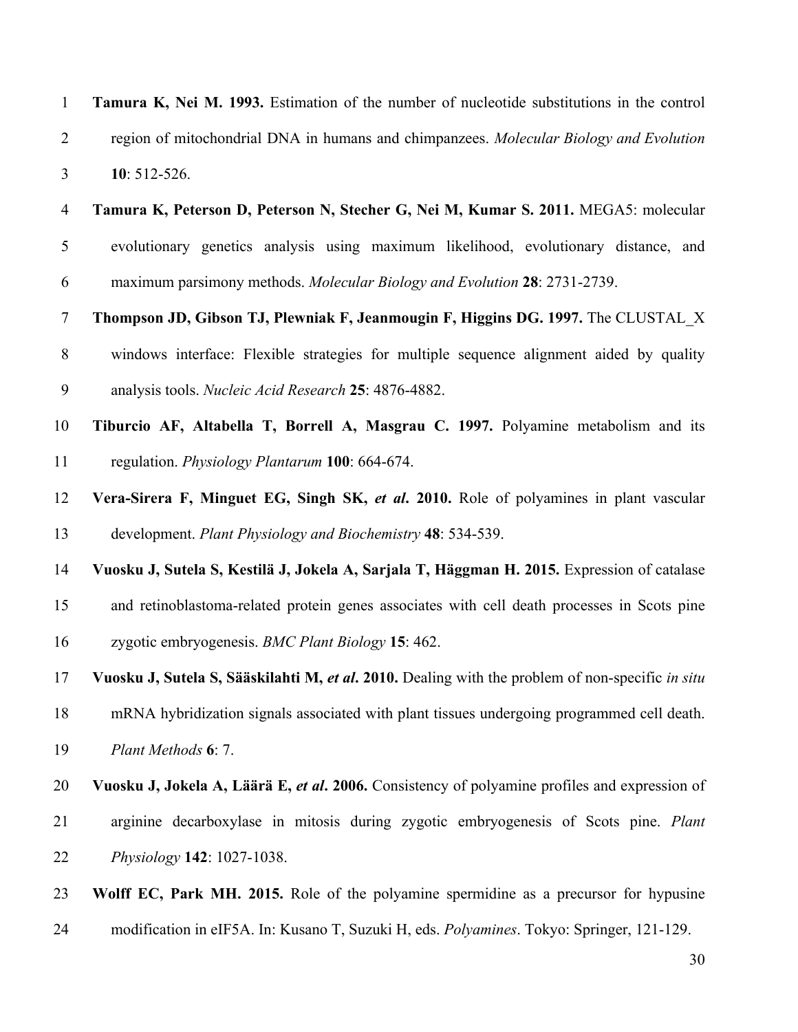**Tamura K, Nei M. 1993.** Estimation of the number of nucleotide substitutions in the control region of mitochondrial DNA in humans and chimpanzees. *Molecular Biology and Evolution* **10**: 512-526.

**Tamura K, Peterson D, Peterson N, Stecher G, Nei M, Kumar S. 2011.** MEGA5: molecular evolutionary genetics analysis using maximum likelihood, evolutionary distance, and maximum parsimony methods. *Molecular Biology and Evolution* **28**: 2731-2739.

**Thompson JD, Gibson TJ, Plewniak F, Jeanmougin F, Higgins DG. 1997.** The CLUSTAL_X windows interface: Flexible strategies for multiple sequence alignment aided by quality analysis tools. *Nucleic Acid Research* **25**: 4876-4882.

**Tiburcio AF, Altabella T, Borrell A, Masgrau C. 1997.** Polyamine metabolism and its regulation. *Physiology Plantarum* **100**: 664-674.

**Vera-Sirera F, Minguet EG, Singh SK, *et al*. 2010.** Role of polyamines in plant vascular development. *Plant Physiology and Biochemistry* **48**: 534-539.

**Vuosku J, Sutela S, Kestilä J, Jokela A, Sarjala T, Häggman H. 2015.** Expression of catalase and retinoblastoma-related protein genes associates with cell death processes in Scots pine zygotic embryogenesis. *BMC Plant Biology* **15**: 462.

**Vuosku J, Sutela S, Sääskilahti M, *et al*. 2010.** Dealing with the problem of non-specific *in situ* mRNA hybridization signals associated with plant tissues undergoing programmed cell death. *Plant Methods* **6**: 7.

**Vuosku J, Jokela A, Läärä E, *et al*. 2006.** Consistency of polyamine profiles and expression of arginine decarboxylase in mitosis during zygotic embryogenesis of Scots pine. *Plant Physiology* **142**: 1027-1038.

**Wolff EC, Park MH. 2015.** Role of the polyamine spermidine as a precursor for hypusine modification in eIF5A. In: Kusano T, Suzuki H, eds. *Polyamines*. Tokyo: Springer, 121-129.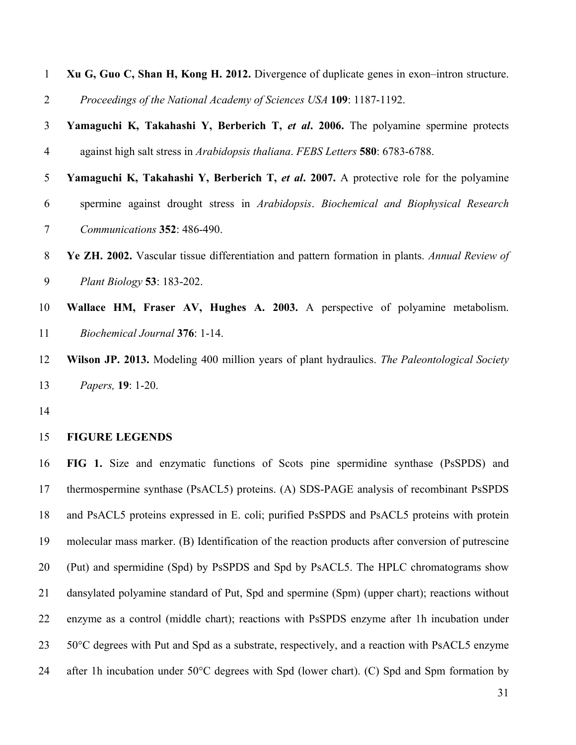**Xu G, Guo C, Shan H, Kong H. 2012.** Divergence of duplicate genes in exon–intron structure. *Proceedings of the National Academy of Sciences USA* **109**: 1187-1192.

**Yamaguchi K, Takahashi Y, Berberich T, *et al*. 2006.** The polyamine spermine protects against high salt stress in *Arabidopsis thaliana*. *FEBS Letters* **580**: 6783-6788.

**Yamaguchi K, Takahashi Y, Berberich T, *et al*. 2007.** A protective role for the polyamine spermine against drought stress in *Arabidopsis*. *Biochemical and Biophysical Research Communications* **352**: 486-490.

**Ye ZH. 2002.** Vascular tissue differentiation and pattern formation in plants. *Annual Review of Plant Biology* **53**: 183-202.

**Wallace HM, Fraser AV, Hughes A. 2003.** A perspective of polyamine metabolism. *Biochemical Journal* **376**: 1-14.

**Wilson JP. 2013.** Modeling 400 million years of plant hydraulics. *The Paleontological Society Papers,* **19**: 1-20.

## FIGURE LEGENDS

**FIG 1.** Size and enzymatic functions of Scots pine spermidine synthase (PsSPDS) and thermospermine synthase (PsACL5) proteins. (A) SDS-PAGE analysis of recombinant PsSPDS and PsACL5 proteins expressed in E. coli; purified PsSPDS and PsACL5 proteins with protein molecular mass marker. (B) Identification of the reaction products after conversion of putrescine (Put) and spermidine (Spd) by PsSPDS and Spd by PsACL5. The HPLC chromatograms show dansylated polyamine standard of Put, Spd and spermine (Spm) (upper chart); reactions without enzyme as a control (middle chart); reactions with PsSPDS enzyme after 1h incubation under 50°C degrees with Put and Spd as a substrate, respectively, and a reaction with PsACL5 enzyme after 1h incubation under 50°C degrees with Spd (lower chart). (C) Spd and Spm formation by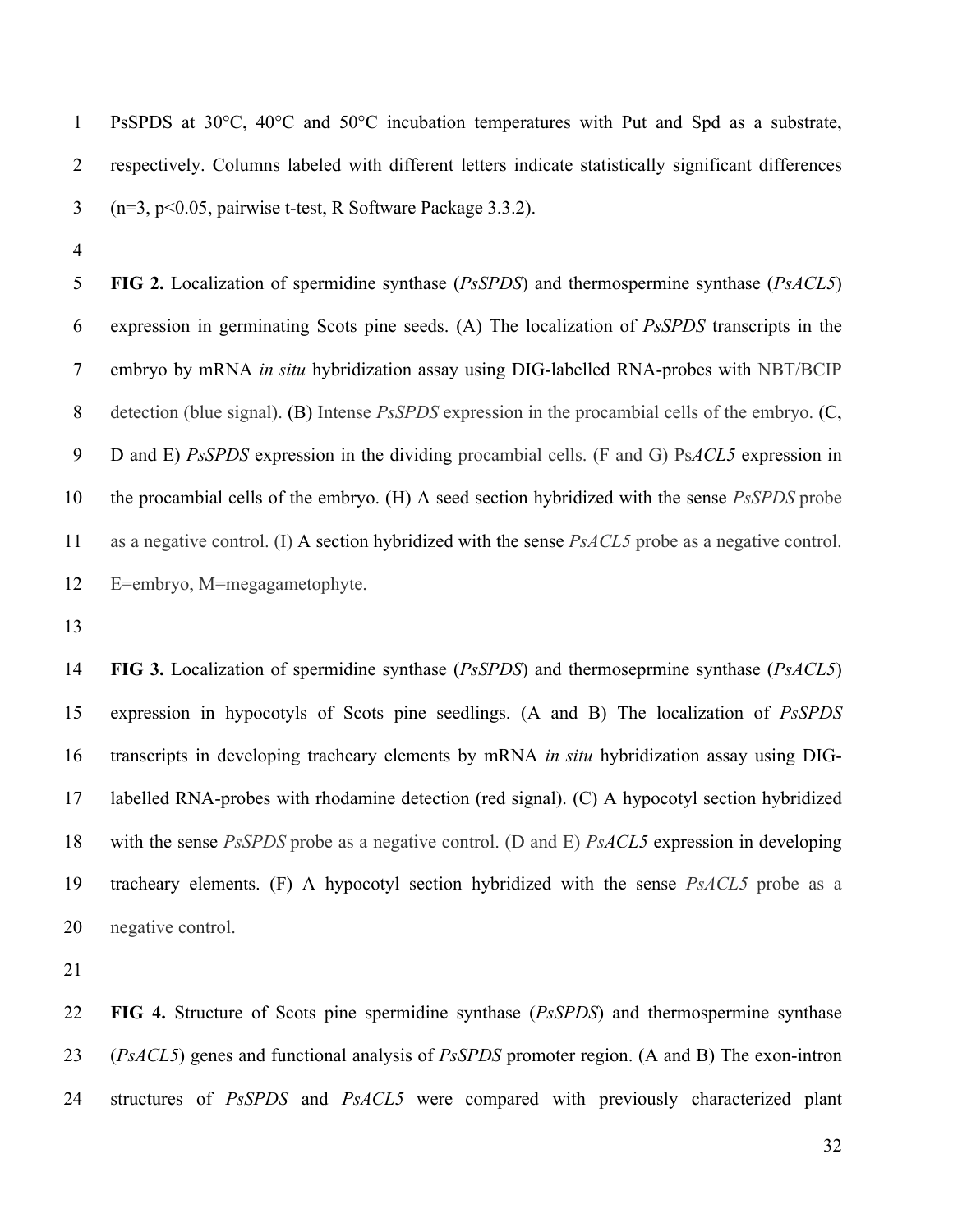PsSPDS at 30°C, 40°C and 50°C incubation temperatures with Put and Spd as a substrate, respectively. Columns labeled with different letters indicate statistically significant differences ($n=3$, $p<0.05$, pairwise t-test, R Software Package 3.3.2).

**FIG 2.** Localization of spermidine synthase (*PsSPDS*) and thermospermine synthase (*PsACL5*) expression in germinating Scots pine seeds. (A) The localization of *PsSPDS* transcripts in the embryo by mRNA *in situ* hybridization assay using DIG-labelled RNA-probes with NBT/BCIP detection (blue signal). (B) Intense *PsSPDS* expression in the procambial cells of the embryo. (C, D and E) *PsSPDS* expression in the dividing procambial cells. (F and G) Ps*ACL5* expression in the procambial cells of the embryo. (H) A seed section hybridized with the sense *PsSPDS* probe as a negative control. (I) A section hybridized with the sense *PsACL5* probe as a negative control. E=embryo, M=megagametophyte.

**FIG 3.** Localization of spermidine synthase (*PsSPDS*) and thermoseprmine synthase (*PsACL5*) expression in hypocotyls of Scots pine seedlings. (A and B) The localization of *PsSPDS* transcripts in developing tracheary elements by mRNA *in situ* hybridization assay using DIG-labelled RNA-probes with rhodamine detection (red signal). (C) A hypocotyl section hybridized with the sense *PsSPDS* probe as a negative control. (D and E) *PsACL5* expression in developing tracheary elements. (F) A hypocotyl section hybridized with the sense *PsACL5* probe as a negative control.

**FIG 4.** Structure of Scots pine spermidine synthase (*PsSPDS*) and thermospermine synthase (*PsACL5*) genes and functional analysis of *PsSPDS* promoter region. (A and B) The exon-intron structures of *PsSPDS* and *PsACL5* were compared with previously characterized plant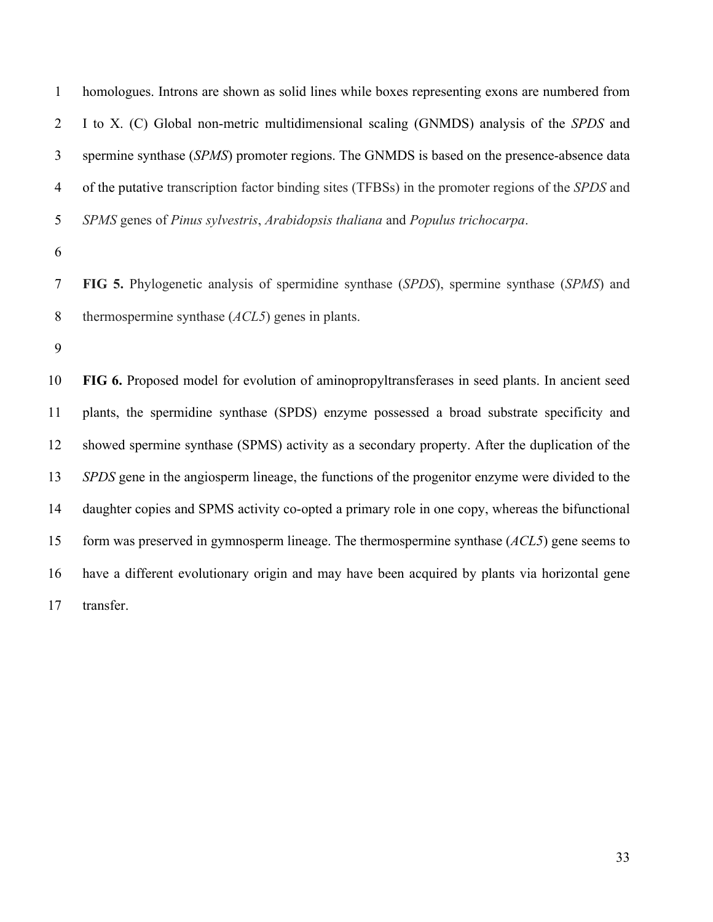homologues. Introns are shown as solid lines while boxes representing exons are numbered from I to X. (C) Global non-metric multidimensional scaling (GNMDS) analysis of the *SPDS* and spermine synthase (*SPMS*) promoter regions. The GNMDS is based on the presence-absence data of the putative transcription factor binding sites (TFBSs) in the promoter regions of the *SPDS* and *SPMS* genes of *Pinus sylvestris*, *Arabidopsis thaliana* and *Populus trichocarpa*.

**FIG 5.** Phylogenetic analysis of spermidine synthase (*SPDS*), spermine synthase (*SPMS*) and thermospermine synthase (*ACL5*) genes in plants.

**FIG 6.** Proposed model for evolution of aminopropyltransferases in seed plants. In ancient seed plants, the spermidine synthase (SPDS) enzyme possessed a broad substrate specificity and showed spermine synthase (SPMS) activity as a secondary property. After the duplication of the *SPDS* gene in the angiosperm lineage, the functions of the progenitor enzyme were divided to the daughter copies and SPMS activity co-opted a primary role in one copy, whereas the bifunctional form was preserved in gymnosperm lineage. The thermospermine synthase (*ACL5*) gene seems to have a different evolutionary origin and may have been acquired by plants via horizontal gene transfer.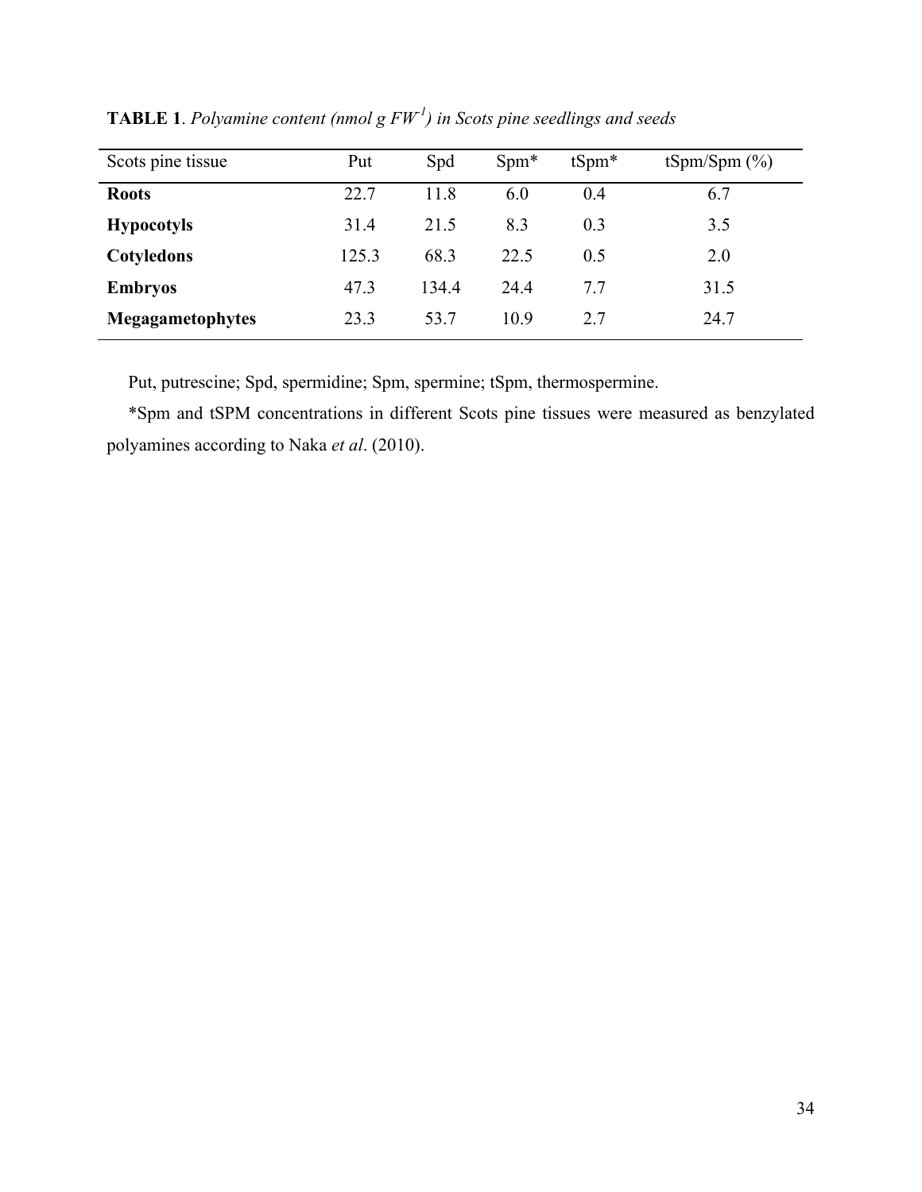**TABLE 1**. *Polyamine content (nmol g $FW^{-1}$) in Scots pine seedlings and seeds*

| Scots pine tissue | Put | Spd | Spm* | tSpm* | tSpm/Spm (%) |
|---|---|---|---|---|---|
| **Roots** | 22.7 | 11.8 | 6.0 | 0.4 | 6.7 |
| **Hypocotyls** | 31.4 | 21.5 | 8.3 | 0.3 | 3.5 |
| **Cotyledons** | 125.3 | 68.3 | 22.5 | 0.5 | 2.0 |
| **Embryos** | 47.3 | 134.4 | 24.4 | 7.7 | 31.5 |
| **Megagametophytes** | 23.3 | 53.7 | 10.9 | 2.7 | 24.7 |

Put, putrescine; Spd, spermidine; Spm, spermine; tSpm, thermospermine.

*Spm and tSPM concentrations in different Scots pine tissues were measured as benzylated polyamines according to Naka *et al*. (2010).